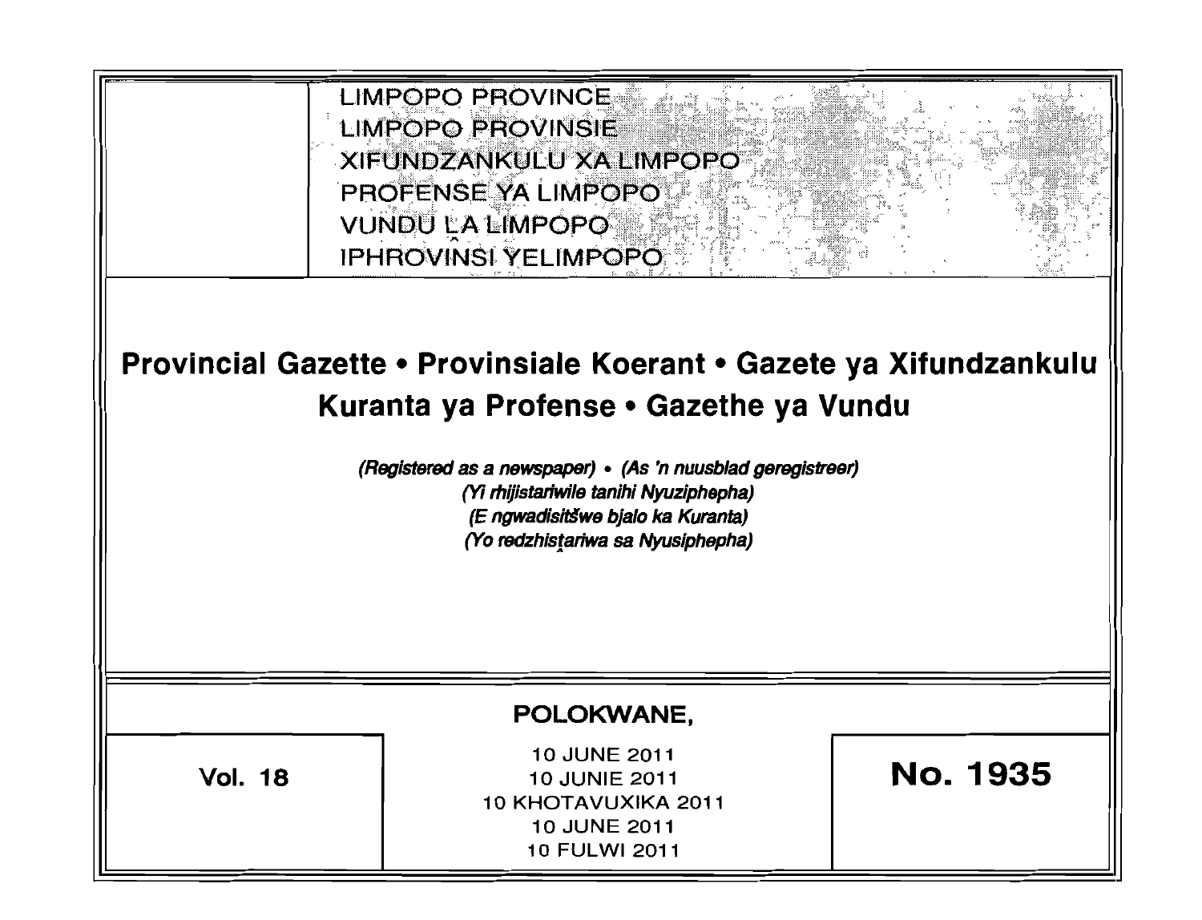LIMPOPO PROVINCE
LIMPOPO PROVINSIE
XIFUNDZANKULU XA LIMPOPO
PROFENSE YA LIMPOPO
VUNDU LA LIMPOPO
IPHROVINSI YELIMPOPO

# Provincial Gazette • Provinsiale Koerant • Gazete ya Xifundzankulu Kuranta ya Profense • Gazethe ya Vundu

*(Registered as a newspaper) • (As 'n nuusblad geregistreer)*
*(Yi rhijistariwile tanihi Nyuziphepha)*
*(E ngwadisitšwe bjalo ka Kuranta)*
*(Yo redzhistariwa sa Nyusiphepha)*

**POLOKWANE,**

**Vol. 18**

10 JUNE 2011
10 JUNIE 2011
10 KHOTAVUXIKA 2011
10 JUNE 2011
10 FULWI 2011

**No. 1935**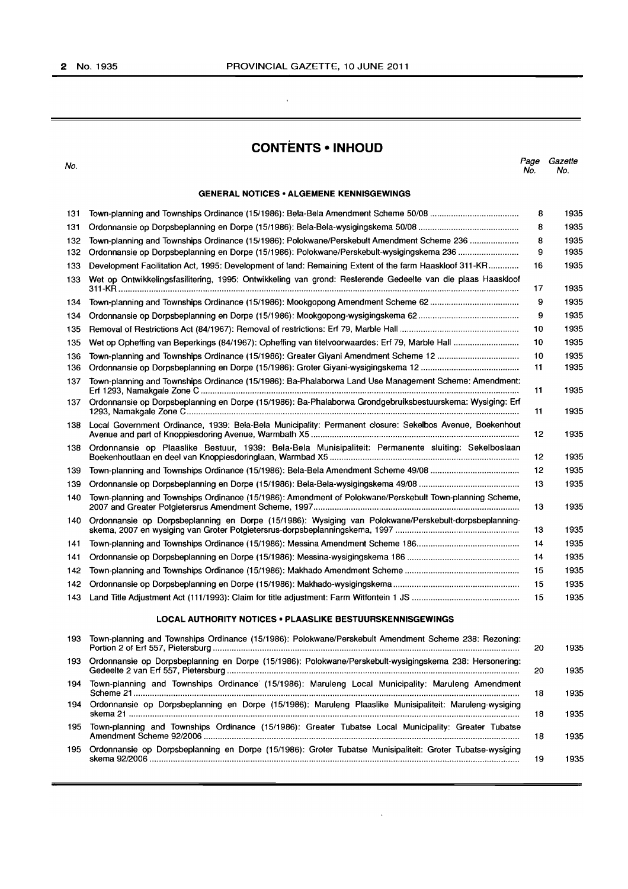# CONTENTS • INHOUD

| No. | | Page No. | Gazette No. |
|---|---|---|---|
| | **GENERAL NOTICES • ALGEMENE KENNISGEWINGS** | | |
| 131 | Town-planning and Townships Ordinance (15/1986): Bela-Bela Amendment Scheme 50/08 | 8 | 1935 |
| 131 | Ordonnansie op Dorpsbeplanning en Dorpe (15/1986): Bela-Bela-wysigingskema 50/08 | 8 | 1935 |
| 132 | Town-planning and Townships Ordinance (15/1986): Polokwane/Perskebult Amendment Scheme 236 | 8 | 1935 |
| 132 | Ordonnansie op Dorpsbeplanning en Dorpe (15/1986): Polokwane/Perskebult-wysigingskema 236 | 9 | 1935 |
| 133 | Development Facilitation Act, 1995: Development of land: Remaining Extent of the farm Haaskloof 311-KR | 16 | 1935 |
| 133 | Wet op Ontwikkelingsfasilitering, 1995: Ontwikkeling van grond: Resterende Gedeelte van die plaas Haaskloof 311-KR | 17 | 1935 |
| 134 | Town-planning and Townships Ordinance (15/1986): Mookgopong Amendment Scheme 62 | 9 | 1935 |
| 134 | Ordonnansie op Dorpsbeplanning en Dorpe (15/1986): Mookgopong-wysigingskema 62 | 9 | 1935 |
| 135 | Removal of Restrictions Act (84/1967): Removal of restrictions: Erf 79, Marble Hall | 10 | 1935 |
| 135 | Wet op Opheffing van Beperkings (84/1967): Opheffing van titelvoorwaardes: Erf 79, Marble Hall | 10 | 1935 |
| 136 | Town-planning and Townships Ordinance (15/1986): Greater Giyani Amendment Scheme 12 | 10 | 1935 |
| 136 | Ordonnansie op Dorpsbeplanning en Dorpe (15/1986): Groter Giyani-wysigingskema 12 | 11 | 1935 |
| 137 | Town-planning and Townships Ordinance (15/1986): Ba-Phalaborwa Land Use Management Scheme: Amendment: Erf 1293, Namakgale Zone C | 11 | 1935 |
| 137 | Ordonnansie op Dorpsbeplanning en Dorpe (15/1986): Ba-Phalaborwa Grondgebruiksbestuurskema: Wysiging: Erf 1293, Namakgale Zone C | 11 | 1935 |
| 138 | Local Government Ordinance, 1939: Bela-Bela Municipality: Permanent closure: Sekelbos Avenue, Boekenhout Avenue and part of Knoppiesdoring Avenue, Warmbath X5 | 12 | 1935 |
| 138 | Ordonnansie op Plaaslike Bestuur, 1939: Bela-Bela Munisipaliteit: Permanente sluiting: Sekelboslaan Boekenhoutlaan en deel van Knoppiesdoringlaan, Warmbad X5 | 12 | 1935 |
| 139 | Town-planning and Townships Ordinance (15/1986): Bela-Bela Amendment Scheme 49/08 | 12 | 1935 |
| 139 | Ordonnansie op Dorpsbeplanning en Dorpe (15/1986): Bela-Bela-wysigingskema 49/08 | 13 | 1935 |
| 140 | Town-planning and Townships Ordinance (15/1986): Amendment of Polokwane/Perskebult Town-planning Scheme, 2007 and Greater Potgietersrus Amendment Scheme, 1997 | 13 | 1935 |
| 140 | Ordonnansie op Dorpsbeplanning en Dorpe (15/1986): Wysiging van Polokwane/Perskebult-dorpsbeplanningskema, 2007 en wysiging van Groter Potgietersrus-dorpsbeplanningskema, 1997 | 13 | 1935 |
| 141 | Town-planning and Townships Ordinance (15/1986): Messina Amendment Scheme 186 | 14 | 1935 |
| 141 | Ordonnansie op Dorpsbeplanning en Dorpe (15/1986): Messina-wysigingskema 186 | 14 | 1935 |
| 142 | Town-planning and Townships Ordinance (15/1986): Makhado Amendment Scheme | 15 | 1935 |
| 142 | Ordonnansie op Dorpsbeplanning en Dorpe (15/1986): Makhado-wysigingskema | 15 | 1935 |
| 143 | Land Title Adjustment Act (111/1993): Claim for title adjustment: Farm Witfontein 1 JS | 15 | 1935 |
| | **LOCAL AUTHORITY NOTICES • PLAASLIKE BESTUURSKENNISGEWINGS** | | |
| 193 | Town-planning and Townships Ordinance (15/1986): Polokwane/Perskebult Amendment Scheme 238: Rezoning: Portion 2 of Erf 557, Pietersburg | 20 | 1935 |
| 193 | Ordonnansie op Dorpsbeplanning en Dorpe (15/1986): Polokwane/Perskebult-wysigingskema 238: Hersonering: Gedeelte 2 van Erf 557, Pietersburg | 20 | 1935 |
| 194 | Town-planning and Townships Ordinance (15/1986): Maruleng Local Municipality: Maruleng Amendment Scheme 21 | 18 | 1935 |
| 194 | Ordonnansie op Dorpsbeplanning en Dorpe (15/1986): Maruleng Plaaslike Munisipaliteit: Maruleng-wysiging skema 21 | 18 | 1935 |
| 195 | Town-planning and Townships Ordinance (15/1986): Greater Tubatse Local Municipality: Greater Tubatse Amendment Scheme 92/2006 | 18 | 1935 |
| 195 | Ordonnansie op Dorpsbeplanning en Dorpe (15/1986): Groter Tubatse Munisipaliteit: Groter Tubatse-wysiging skema 92/2006 | 19 | 1935 |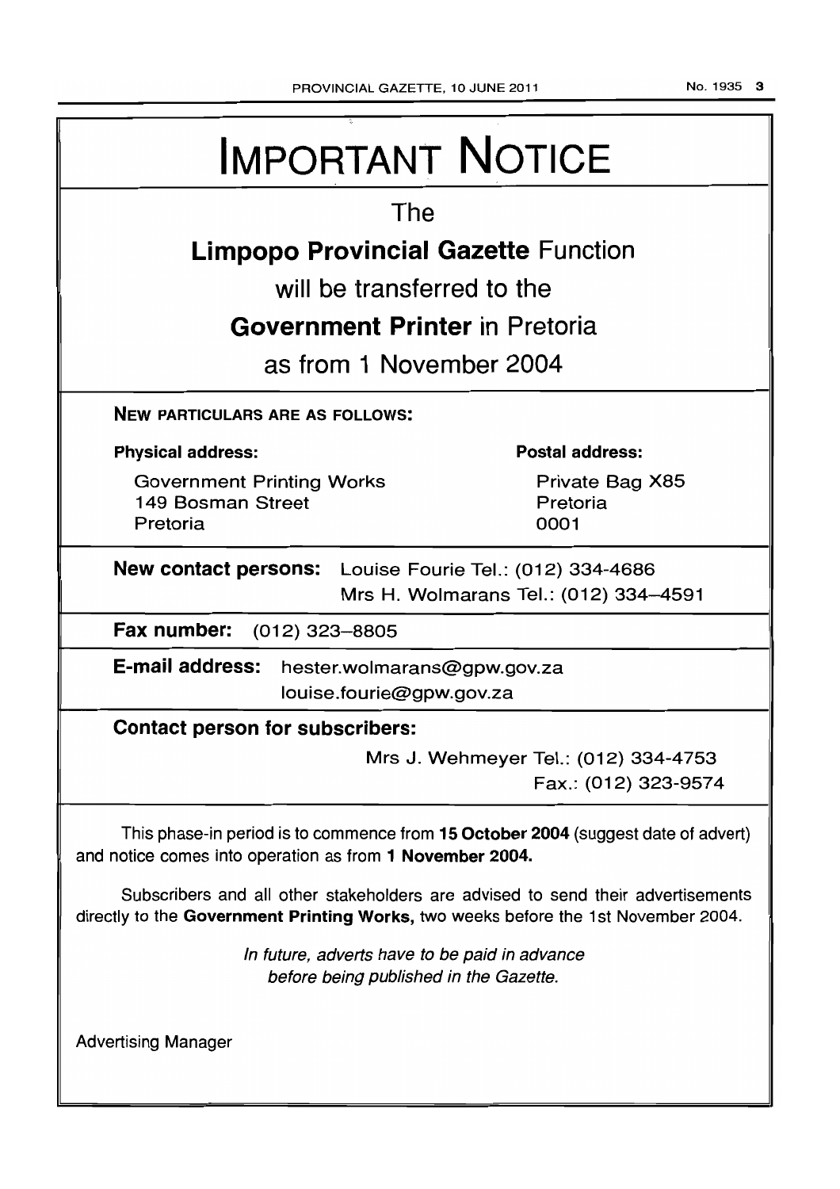# IMPORTANT NOTICE

The

**Limpopo Provincial Gazette** Function

will be transferred to the

**Government Printer** in Pretoria

as from 1 November 2004

**NEW PARTICULARS ARE AS FOLLOWS:**

**Physical address:**

Government Printing Works
149 Bosman Street
Pretoria

**Postal address:**

Private Bag X85
Pretoria
0001

**New contact persons:** Louise Fourie Tel.: (012) 334-4686
Mrs H. Wolmarans Tel.: (012) 334–4591

**Fax number:** (012) 323–8805

**E-mail address:** hester.wolmarans@gpw.gov.za
louise.fourie@gpw.gov.za

**Contact person for subscribers:**

Mrs J. Wehmeyer Tel.: (012) 334-4753
Fax.: (012) 323-9574

This phase-in period is to commence from **15 October 2004** (suggest date of advert) and notice comes into operation as from **1 November 2004.**

Subscribers and all other stakeholders are advised to send their advertisements directly to the **Government Printing Works,** two weeks before the 1st November 2004.

*In future, adverts have to be paid in advance before being published in the Gazette.*

Advertising Manager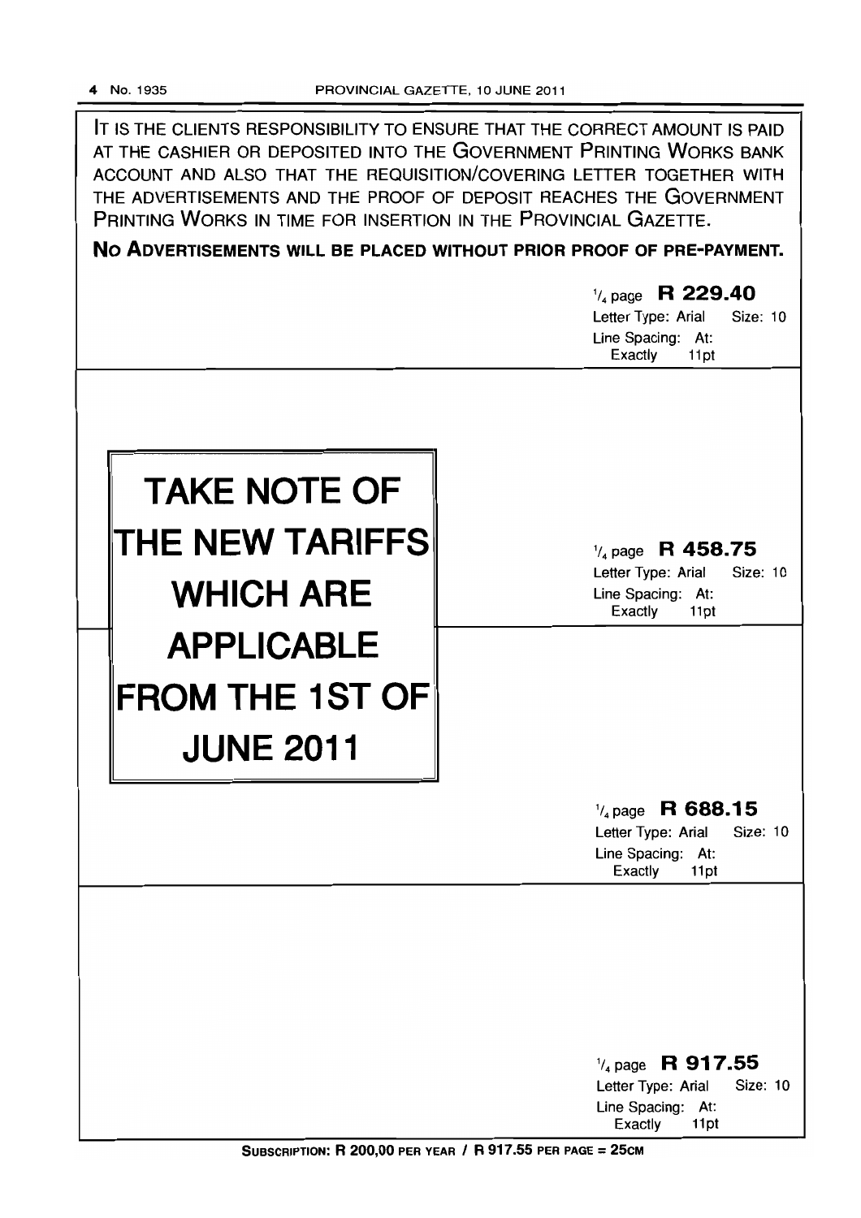IT IS THE CLIENTS RESPONSIBILITY TO ENSURE THAT THE CORRECT AMOUNT IS PAID AT THE CASHIER OR DEPOSITED INTO THE GOVERNMENT PRINTING WORKS BANK ACCOUNT AND ALSO THAT THE REQUISITION/COVERING LETTER TOGETHER WITH THE ADVERTISEMENTS AND THE PROOF OF DEPOSIT REACHES THE GOVERNMENT PRINTING WORKS IN TIME FOR INSERTION IN THE PROVINCIAL GAZETTE.

**NO ADVERTISEMENTS WILL BE PLACED WITHOUT PRIOR PROOF OF PRE-PAYMENT.**

$^1/_4$ page **R 229.40**
Letter Type: Arial Size: 10
Line Spacing: At: Exactly 11pt

# TAKE NOTE OF THE NEW TARIFFS WHICH ARE APPLICABLE FROM THE 1ST OF JUNE 2011

$^1/_4$ page **R 458.75**
Letter Type: Arial Size: 10
Line Spacing: At: Exactly 11pt

$^1/_4$ page **R 688.15**
Letter Type: Arial Size: 10
Line Spacing: At: Exactly 11pt

$^1/_4$ page **R 917.55**
Letter Type: Arial Size: 10
Line Spacing: At: Exactly 11pt

**SUBSCRIPTION: R 200,00 PER YEAR / R 917.55 PER PAGE = 25CM**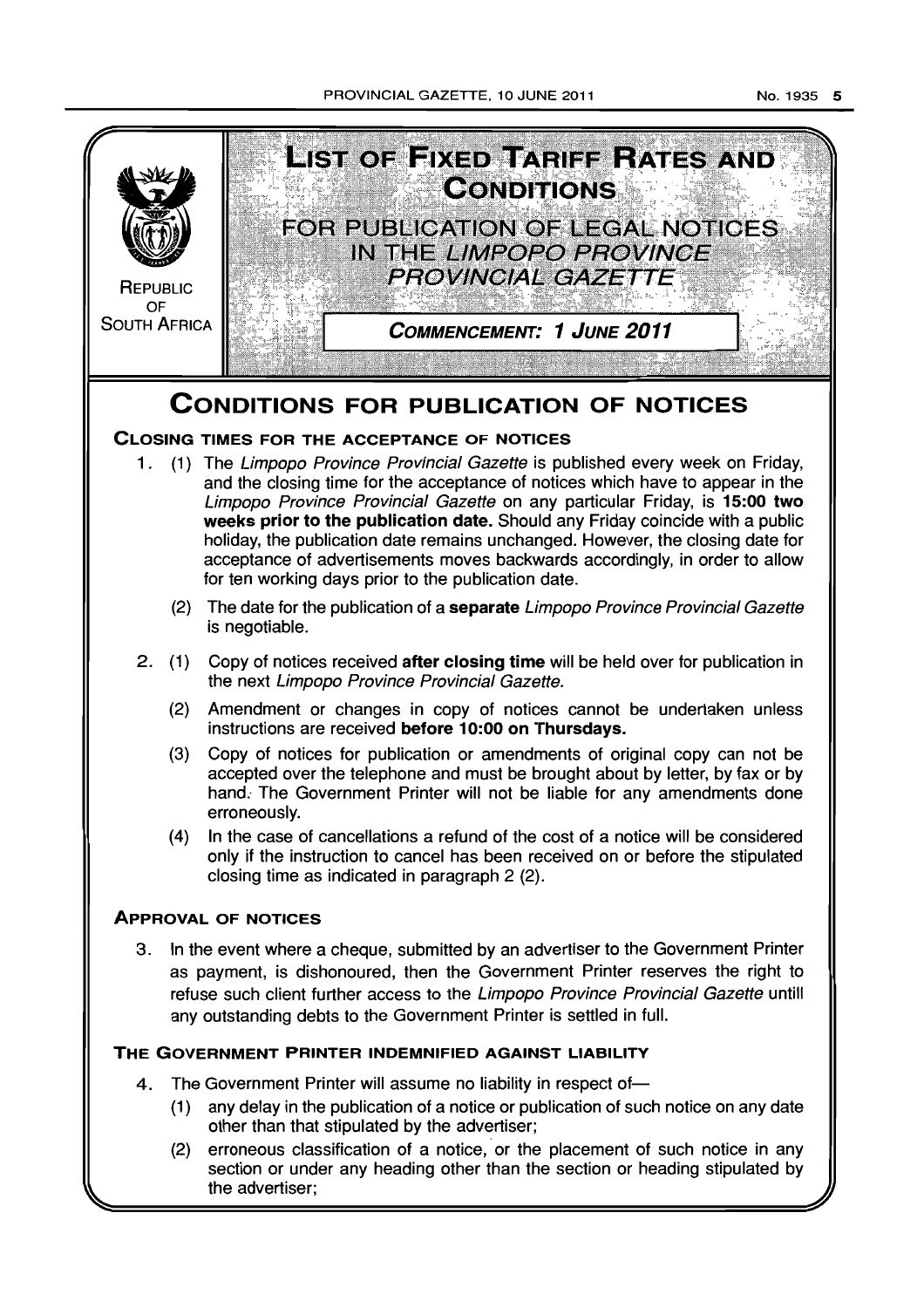REPUBLIC OF SOUTH AFRICA

# LIST OF FIXED TARIFF RATES AND CONDITIONS

## FOR PUBLICATION OF LEGAL NOTICES IN THE *LIMPOPO PROVINCE PROVINCIAL GAZETTE*

***COMMENCEMENT: 1 JUNE 2011***

# CONDITIONS FOR PUBLICATION OF NOTICES

### CLOSING TIMES FOR THE ACCEPTANCE OF NOTICES

1. (1) The *Limpopo Province Provincial Gazette* is published every week on Friday, and the closing time for the acceptance of notices which have to appear in the *Limpopo Province Provincial Gazette* on any particular Friday, is **15:00 two weeks prior to the publication date.** Should any Friday coincide with a public holiday, the publication date remains unchanged. However, the closing date for acceptance of advertisements moves backwards accordingly, in order to allow for ten working days prior to the publication date.

   (2) The date for the publication of a **separate** *Limpopo Province Provincial Gazette* is negotiable.

2. (1) Copy of notices received **after closing time** will be held over for publication in the next *Limpopo Province Provincial Gazette.*

   (2) Amendment or changes in copy of notices cannot be undertaken unless instructions are received **before 10:00 on Thursdays.**

   (3) Copy of notices for publication or amendments of original copy can not be accepted over the telephone and must be brought about by letter, by fax or by hand. The Government Printer will not be liable for any amendments done erroneously.

   (4) In the case of cancellations a refund of the cost of a notice will be considered only if the instruction to cancel has been received on or before the stipulated closing time as indicated in paragraph 2 (2).

### APPROVAL OF NOTICES

3. In the event where a cheque, submitted by an advertiser to the Government Printer as payment, is dishonoured, then the Government Printer reserves the right to refuse such client further access to the *Limpopo Province Provincial Gazette* untill any outstanding debts to the Government Printer is settled in full.

### THE GOVERNMENT PRINTER INDEMNIFIED AGAINST LIABILITY

4. The Government Printer will assume no liability in respect of—

   (1) any delay in the publication of a notice or publication of such notice on any date other than that stipulated by the advertiser;

   (2) erroneous classification of a notice, or the placement of such notice in any section or under any heading other than the section or heading stipulated by the advertiser;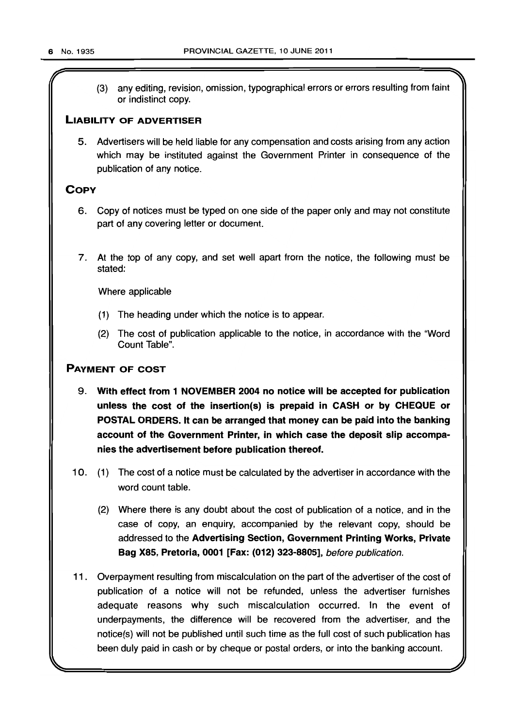(3) any editing, revision, omission, typographical errors or errors resulting from faint or indistinct copy.

## LIABILITY OF ADVERTISER

5. Advertisers will be held liable for any compensation and costs arising from any action which may be instituted against the Government Printer in consequence of the publication of any notice.

## COPY

6. Copy of notices must be typed on one side of the paper only and may not constitute part of any covering letter or document.

7. At the top of any copy, and set well apart from the notice, the following must be stated:

   Where applicable

   (1) The heading under which the notice is to appear.

   (2) The cost of publication applicable to the notice, in accordance with the "Word Count Table".

## PAYMENT OF COST

9. **With effect from 1 NOVEMBER 2004 no notice will be accepted for publication unless the cost of the insertion(s) is prepaid in CASH or by CHEQUE or POSTAL ORDERS. It can be arranged that money can be paid into the banking account of the Government Printer, in which case the deposit slip accompanies the advertisement before publication thereof.**

10. (1) The cost of a notice must be calculated by the advertiser in accordance with the word count table.

    (2) Where there is any doubt about the cost of publication of a notice, and in the case of copy, an enquiry, accompanied by the relevant copy, should be addressed to the **Advertising Section, Government Printing Works, Private Bag X85, Pretoria, 0001 [Fax: (012) 323-8805]**, *before publication.*

11. Overpayment resulting from miscalculation on the part of the advertiser of the cost of publication of a notice will not be refunded, unless the advertiser furnishes adequate reasons why such miscalculation occurred. In the event of underpayments, the difference will be recovered from the advertiser, and the notice(s) will not be published until such time as the full cost of such publication has been duly paid in cash or by cheque or postal orders, or into the banking account.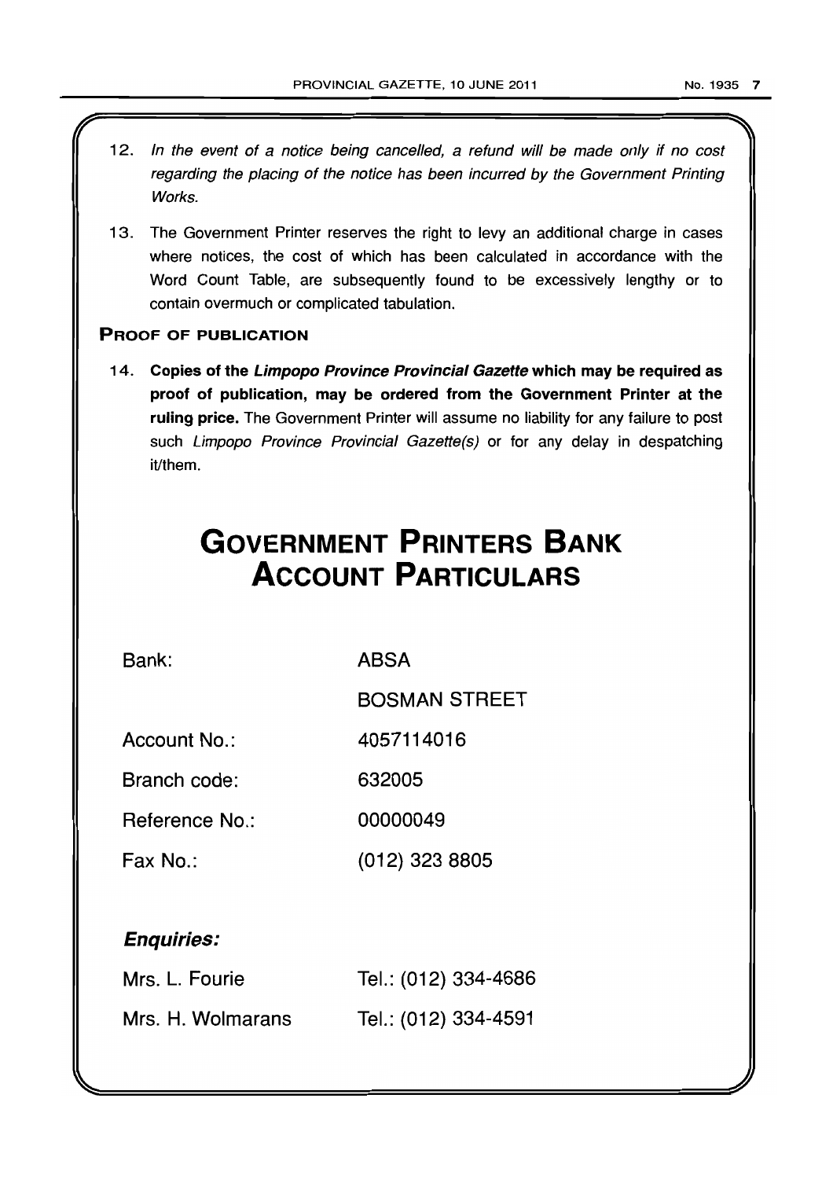12. *In the event of a notice being cancelled, a refund will be made only if no cost regarding the placing of the notice has been incurred by the Government Printing Works.*

13. The Government Printer reserves the right to levy an additional charge in cases where notices, the cost of which has been calculated in accordance with the Word Count Table, are subsequently found to be excessively lengthy or to contain overmuch or complicated tabulation.

### PROOF OF PUBLICATION

14. **Copies of the *Limpopo Province Provincial Gazette* which may be required as proof of publication, may be ordered from the Government Printer at the ruling price.** The Government Printer will assume no liability for any failure to post such *Limpopo Province Provincial Gazette(s)* or for any delay in despatching it/them.

# GOVERNMENT PRINTERS BANK ACCOUNT PARTICULARS

| | |
|---|---|
| Bank: | ABSA |
| | BOSMAN STREET |
| Account No.: | 4057114016 |
| Branch code: | 632005 |
| Reference No.: | 00000049 |
| Fax No.: | (012) 323 8805 |

***Enquiries:***

| | |
|---|---|
| Mrs. L. Fourie | Tel.: (012) 334-4686 |
| Mrs. H. Wolmarans | Tel.: (012) 334-4591 |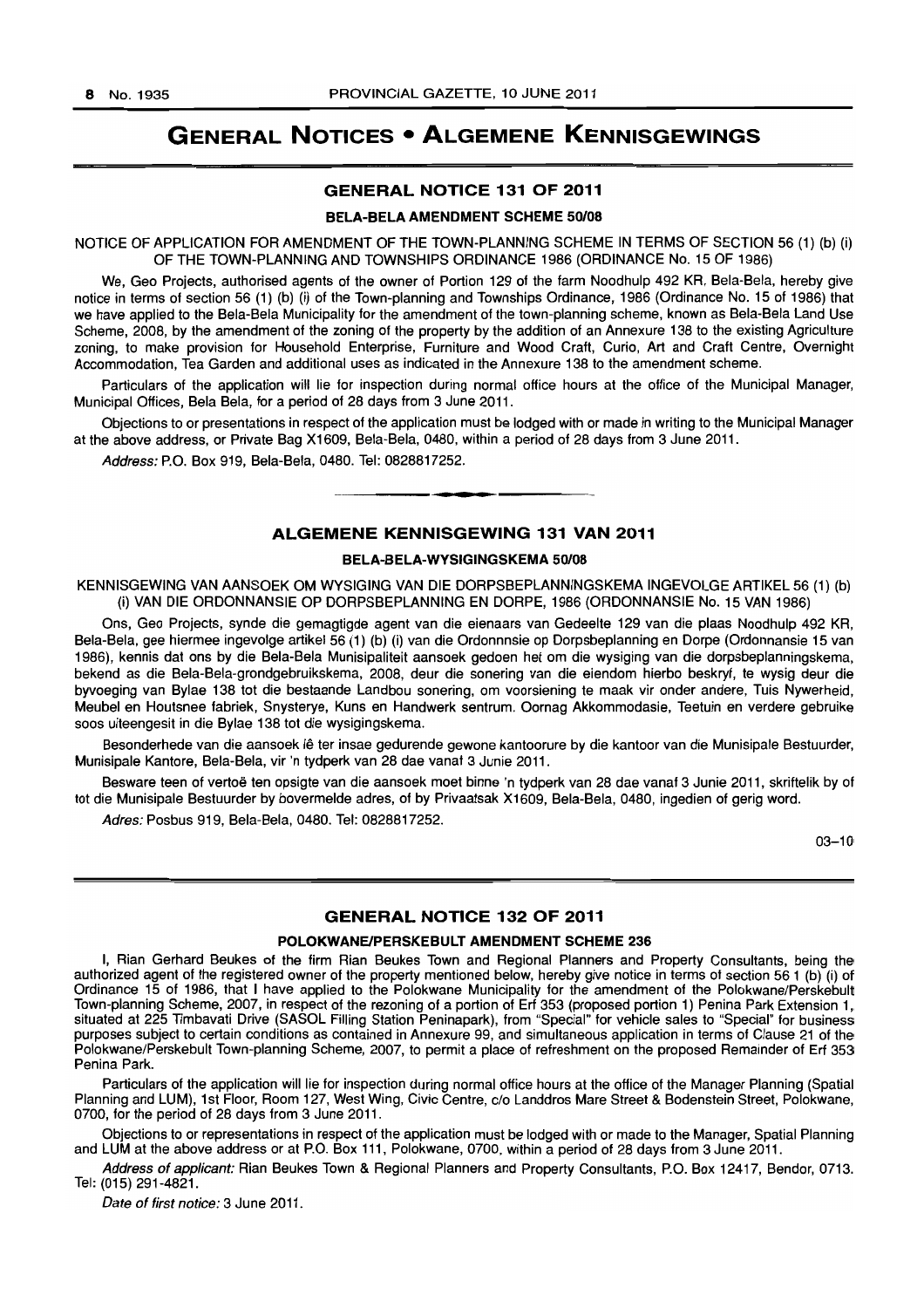# GENERAL NOTICES • ALGEMENE KENNISGEWINGS

## GENERAL NOTICE 131 OF 2011

### BELA-BELA AMENDMENT SCHEME 50/08

NOTICE OF APPLICATION FOR AMENDMENT OF THE TOWN-PLANNING SCHEME IN TERMS OF SECTION 56 (1) (b) (i) OF THE TOWN-PLANNING AND TOWNSHIPS ORDINANCE 1986 (ORDINANCE No. 15 OF 1986)

We, Geo Projects, authorised agents of the owner of Portion 129 of the farm Noodhulp 492 KR, Bela-Bela, hereby give notice in terms of section 56 (1) (b) (i) of the Town-planning and Townships Ordinance, 1986 (Ordinance No. 15 of 1986) that we have applied to the Bela-Bela Municipality for the amendment of the town-planning scheme, known as Bela-Bela Land Use Scheme, 2008, by the amendment of the zoning of the property by the addition of an Annexure 138 to the existing Agriculture zoning, to make provision for Household Enterprise, Furniture and Wood Craft, Curio, Art and Craft Centre, Overnight Accommodation, Tea Garden and additional uses as indicated in the Annexure 138 to the amendment scheme.

Particulars of the application will lie for inspection during normal office hours at the office of the Municipal Manager, Municipal Offices, Bela Bela, for a period of 28 days from 3 June 2011.

Objections to or presentations in respect of the application must be lodged with or made in writing to the Municipal Manager at the above address, or Private Bag X1609, Bela-Bela, 0480, within a period of 28 days from 3 June 2011.

*Address:* P.O. Box 919, Bela-Bela, 0480. Tel: 0828817252.

---

## ALGEMENE KENNISGEWING 131 VAN 2011

### BELA-BELA-WYSIGINGSKEMA 50/08

KENNISGEWING VAN AANSOEK OM WYSIGING VAN DIE DORPSBEPLANNINGSKEMA INGEVOLGE ARTIKEL 56 (1) (b) (i) VAN DIE ORDONNANSIE OP DORPSBEPLANNING EN DORPE, 1986 (ORDONNANSIE No. 15 VAN 1986)

Ons, Geo Projects, synde die gemagtigde agent van die eienaars van Gedeelte 129 van die plaas Noodhulp 492 KR, Bela-Bela, gee hiermee ingevolge artikel 56 (1) (b) (i) van die Ordonnnsie op Dorpsbeplanning en Dorpe (Ordonnansie 15 van 1986), kennis dat ons by die Bela-Bela Munisipaliteit aansoek gedoen het om die wysiging van die dorpsbeplanningskema, bekend as die Bela-Bela-grondgebruikskema, 2008, deur die sonering van die eiendom hierbo beskryf, te wysig deur die byvoeging van Bylae 138 tot die bestaande Landbou sonering, om voorsiening te maak vir onder andere, Tuis Nywerheid, Meubel en Houtsnee fabriek, Snysterye, Kuns en Handwerk sentrum. Oornag Akkommodasie, Teetuin en verdere gebruike soos uiteengesit in die Bylae 138 tot die wysigingskema.

Besonderhede van die aansoek lê ter insae gedurende gewone kantoorure by die kantoor van die Munisipale Bestuurder, Munisipale Kantore, Bela-Bela, vir 'n tydperk van 28 dae vanaf 3 Junie 2011.

Besware teen of vertoë ten opsigte van die aansoek moet binne 'n tydperk van 28 dae vanaf 3 Junie 2011, skriftelik by of tot die Munisipale Bestuurder by bovermelde adres, of by Privaatsak X1609, Bela-Bela, 0480, ingedien of gerig word.

*Adres:* Posbus 919, Bela-Bela, 0480. Tel: 0828817252.

03–10

---

## GENERAL NOTICE 132 OF 2011

### POLOKWANE/PERSKEBULT AMENDMENT SCHEME 236

I, Rian Gerhard Beukes of the firm Rian Beukes Town and Regional Planners and Property Consultants, being the authorized agent of the registered owner of the property mentioned below, hereby give notice in terms of section 56 1 (b) (i) of Ordinance 15 of 1986, that I have applied to the Polokwane Municipality for the amendment of the Polokwane/Perskebult Town-planning Scheme, 2007, in respect of the rezoning of a portion of Erf 353 (proposed portion 1) Penina Park Extension 1, situated at 225 Timbavati Drive (SASOL Filling Station Peninapark), from "Special" for vehicle sales to "Special" for business purposes subject to certain conditions as contained in Annexure 99, and simultaneous application in terms of Clause 21 of the Polokwane/Perskebult Town-planning Scheme, 2007, to permit a place of refreshment on the proposed Remainder of Erf 353 Penina Park.

Particulars of the application will lie for inspection during normal office hours at the office of the Manager Planning (Spatial Planning and LUM), 1st Floor, Room 127, West Wing, Civic Centre, c/o Landdros Mare Street & Bodenstein Street, Polokwane, 0700, for the period of 28 days from 3 June 2011.

Objections to or representations in respect of the application must be lodged with or made to the Manager, Spatial Planning and LUM at the above address or at P.O. Box 111, Polokwane, 0700, within a period of 28 days from 3 June 2011.

*Address of applicant:* Rian Beukes Town & Regional Planners and Property Consultants, P.O. Box 12417, Bendor, 0713. Tel: (015) 291-4821.

*Date of first notice:* 3 June 2011.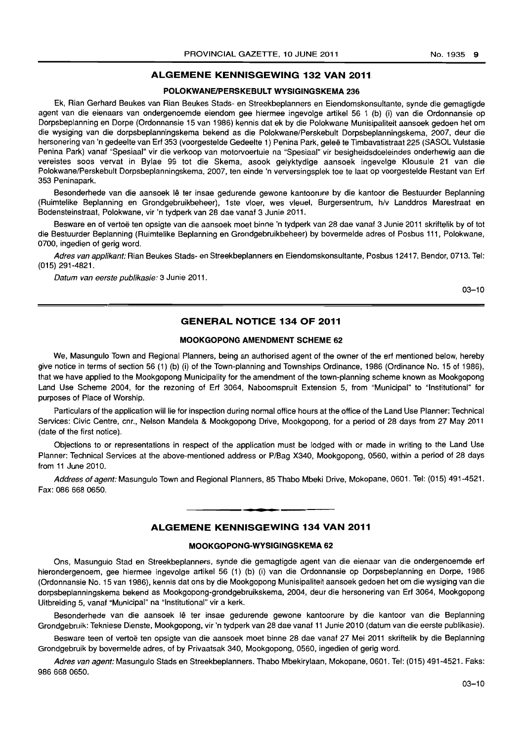## ALGEMENE KENNISGEWING 132 VAN 2011

### POLOKWANE/PERSKEBULT WYSIGINGSKEMA 236

Ek, Rian Gerhard Beukes van Rian Beukes Stads- en Streekbeplanners en Eiendomskonsultante, synde die gemagtigde agent van die eienaars van ondergenoemde eiendom gee hiermee ingevolge artikel 56 1 (b) (i) van die Ordonnansie op Dorpsbeplanning en Dorpe (Ordonnansie 15 van 1986) kennis dat ek by die Polokwane Munisipaliteit aansoek gedoen het om die wysiging van die dorpsbeplanningskema bekend as die Polokwane/Perskebult Dorpsbeplanningskema, 2007, deur die hersonering van 'n gedeelte van Erf 353 (voorgestelde Gedeelte 1) Penina Park, geleë te Timbavatistraat 225 (SASOL Vulstasie Penina Park) vanaf "Spesiaal" vir die verkoop van motorvoertuie na "Spesiaal" vir besigheidsdoeleindes onderhewig aan die vereistes soos vervat in Bylae 99 tot die Skema, asook gelyktydige aansoek ingevolge Klousule 21 van die Polokwane/Perskebult Dorpsbeplanningskema, 2007, ten einde 'n verversingsplek toe te laat op voorgestelde Restant van Erf 353 Peninapark.

Besonderhede van die aansoek lê ter insae gedurende gewone kantoorure by die kantoor die Bestuurder Beplanning (Ruimtelike Beplanning en Grondgebruikbeheer), 1ste vloer, wes vleuel, Burgersentrum, h/v Landdros Marestraat en Bodensteinstraat, Polokwane, vir 'n tydperk van 28 dae vanaf 3 Junie 2011.

Besware en of vertoë ten opsigte van die aansoek moet binne 'n tydperk van 28 dae vanaf 3 Junie 2011 skriftelik by of tot die Bestuurder Beplanning (Ruimtelike Beplanning en Grondgebruikbeheer) by bovermelde adres of Posbus 111, Polokwane, 0700, ingedien of gerig word.

*Adres van applikant:* Rian Beukes Stads- en Streekbeplanners en Eiendomskonsultante, Posbus 12417, Bendor, 0713. Tel: (015) 291-4821.

*Datum van eerste publikasie:* 3 Junie 2011.

03–10

## GENERAL NOTICE 134 OF 2011

### MOOKGOPONG AMENDMENT SCHEME 62

We, Masungulo Town and Regional Planners, being an authorised agent of the owner of the erf mentioned below, hereby give notice in terms of section 56 (1) (b) (i) of the Town-planning and Townships Ordinance, 1986 (Ordinance No. 15 of 1986), that we have applied to the Mookgopong Municipality for the amendment of the town-planning scheme known as Mookgopong Land Use Scheme 2004, for the rezoning of Erf 3064, Naboomspruit Extension 5, from "Municipal" to "Institutional" for purposes of Place of Worship.

Particulars of the application will lie for inspection during normal office hours at the office of the Land Use Planner: Technical Services: Civic Centre, cnr., Nelson Mandela & Mookgopong Drive, Mookgopong, for a period of 28 days from 27 May 2011 (date of the first notice).

Objections to or representations in respect of the application must be lodged with or made in writing to the Land Use Planner: Technical Services at the above-mentioned address or P/Bag X340, Mookgopong, 0560, within a period of 28 days from 11 June 2010.

*Address of agent:* Masungulo Town and Regional Planners, 85 Thabo Mbeki Drive, Mokopane, 0601. Tel: (015) 491-4521. Fax: 086 668 0650.

---

## ALGEMENE KENNISGEWING 134 VAN 2011

### MOOKGOPONG-WYSIGINGSKEMA 62

Ons, Masungulo Stad en Streekbeplanners, synde die gemagtigde agent van die eienaar van die ondergenoemde erf hierondergenoem, gee hiermee ingevolge artikel 56 (1) (b) (i) van die Ordonnansie op Dorpsbeplanning en Dorpe, 1986 (Ordonnansie No. 15 van 1986), kennis dat ons by die Mookgopong Munisipaliteit aansoek gedoen het om die wysiging van die dorpsbeplanningskema bekend as Mookgopong-grondgebruikskema, 2004, deur die hersonering van Erf 3064, Mookgopong Uitbreiding 5, vanaf "Municipal" na "Institutional" vir a kerk.

Besonderhede van die aansoek lê ter insae gedurende gewone kantoorure by die kantoor van die Beplanning Grondgebruik: Tekniese Dienste, Mookgopong, vir 'n tydperk van 28 dae vanaf 11 Junie 2010 (datum van die eerste publikasie).

Besware teen of vertoë ten opsigte van die aansoek moet binne 28 dae vanaf 27 Mei 2011 skriftelik by die Beplanning Grondgebruik by bovermelde adres, of by Privaatsak 340, Mookgopong, 0560, ingedien of gerig word.

*Adres van agent:* Masungulo Stads en Streekbeplanners. Thabo Mbekirylaan, Mokopane, 0601. Tel: (015) 491-4521. Faks: 986 668 0650.

03–10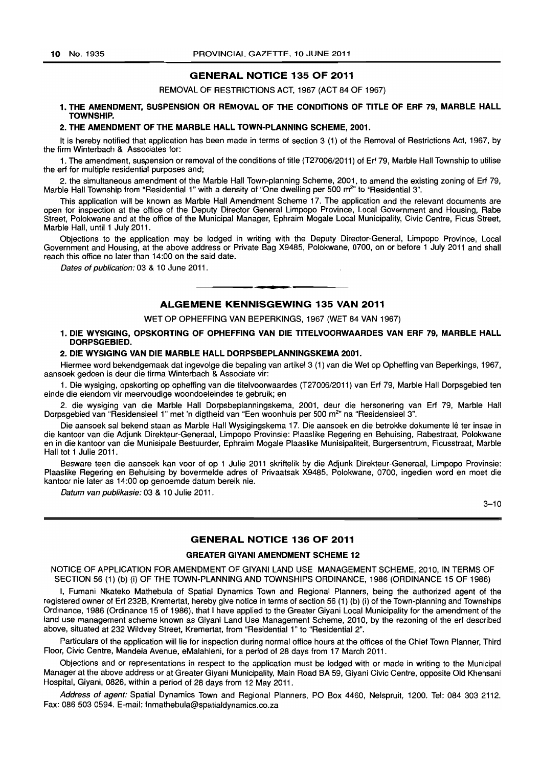## GENERAL NOTICE 135 OF 2011

REMOVAL OF RESTRICTIONS ACT, 1967 (ACT 84 OF 1967)

**1. THE AMENDMENT, SUSPENSION OR REMOVAL OF THE CONDITIONS OF TITLE OF ERF 79, MARBLE HALL TOWNSHIP.**

**2. THE AMENDMENT OF THE MARBLE HALL TOWN-PLANNING SCHEME, 2001.**

It is hereby notified that application has been made in terms of section 3 (1) of the Removal of Restrictions Act, 1967, by the firm Winterbach & Associates for:

1. The amendment, suspension or removal of the conditions of title (T27006/2011) of Erf 79, Marble Hall Township to utilise the erf for multiple residential purposes and;

2. the simultaneous amendment of the Marble Hall Town-planning Scheme, 2001, to amend the existing zoning of Erf 79, Marble Hall Township from "Residential 1" with a density of "One dwelling per 500 m$^2$" to "Residential 3".

This application will be known as Marble Hall Amendment Scheme 17. The application and the relevant documents are open for inspection at the office of the Deputy Director General Limpopo Province, Local Government and Housing, Rabe Street, Polokwane and at the office of the Municipal Manager, Ephraim Mogale Local Municipality, Civic Centre, Ficus Street, Marble Hall, until 1 July 2011.

Objections to the application may be lodged in writing with the Deputy Director-General, Limpopo Province, Local Government and Housing, at the above address or Private Bag X9485, Polokwane, 0700, on or before 1 July 2011 and shall reach this office no later than 14:00 on the said date.

*Dates of publication:* 03 & 10 June 2011.

---

## ALGEMENE KENNISGEWING 135 VAN 2011

WET OP OPHEFFING VAN BEPERKINGS, 1967 (WET 84 VAN 1967)

**1. DIE WYSIGING, OPSKORTING OF OPHEFFING VAN DIE TITELVOORWAARDES VAN ERF 79, MARBLE HALL DORPSGEBIED.**

**2. DIE WYSIGING VAN DIE MARBLE HALL DORPSBEPLANNINGSKEMA 2001.**

Hiermee word bekendgemaak dat ingevolge die bepaling van artikel 3 (1) van die Wet op Opheffing van Beperkings, 1967, aansoek gedoen is deur die firma Winterbach & Associate vir:

1. Die wysiging, opskorting op opheffing van die titelvoorwaardes (T27006/2011) van Erf 79, Marble Hall Dorpsgebied ten einde die eiendom vir meervoudige woondoeleindes te gebruik; en

2. die wysiging van die Marble Hall Dorpsbeplanningskema, 2001, deur die hersonering van Erf 79, Marble Hall Dorpsgebied van "Residensieel 1" met 'n digtheid van "Een woonhuis per 500 m$^2$" na "Residensieel 3".

Die aansoek sal bekend staan as Marble Hall Wysigingskema 17. Die aansoek en die betrokke dokumente lê ter insae in die kantoor van die Adjunk Direkteur-Generaal, Limpopo Provinsie: Plaaslike Regering en Behuising, Rabestraat, Polokwane en in die kantoor van die Munisipale Bestuurder, Ephraim Mogale Plaaslike Munisipaliteit, Burgersentrum, Ficusstraat, Marble Hall tot 1 Julie 2011.

Besware teen die aansoek kan voor of op 1 Julie 2011 skriftelik by die Adjunk Direkteur-Generaal, Limpopo Provinsie: Plaaslike Regering en Behuising by bovermelde adres of Privaatsak X9485, Polokwane, 0700, ingedien word en moet die kantoor nie later as 14:00 op genoemde datum bereik nie.

*Datum van publikasie:* 03 & 10 Julie 2011.

3–10

---

## GENERAL NOTICE 136 OF 2011

**GREATER GIYANI AMENDMENT SCHEME 12**

NOTICE OF APPLICATION FOR AMENDMENT OF GIYANI LAND USE MANAGEMENT SCHEME, 2010, IN TERMS OF SECTION 56 (1) (b) (i) OF THE TOWN-PLANNING AND TOWNSHIPS ORDINANCE, 1986 (ORDINANCE 15 OF 1986)

I, Fumani Nkateko Mathebula of Spatial Dynamics Town and Regional Planners, being the authorized agent of the registered owner of Erf 232B, Kremertat, hereby give notice in terms of section 56 (1) (b) (i) of the Town-planning and Townships Ordinance, 1986 (Ordinance 15 of 1986), that I have applied to the Greater Giyani Local Municipality for the amendment of the land use management scheme known as Giyani Land Use Management Scheme, 2010, by the rezoning of the erf described above, situated at 232 Wildvey Street, Kremertat, from "Residential 1" to "Residential 2".

Particulars of the application will lie for inspection during normal office hours at the offices of the Chief Town Planner, Third Floor, Civic Centre, Mandela Avenue, eMalahleni, for a period of 28 days from 17 March 2011.

Objections and or representations in respect to the application must be lodged with or made in writing to the Municipal Manager at the above address or at Greater Giyani Municipality, Main Road BA 59, Giyani Civic Centre, opposite Old Khensani Hospital, Giyani, 0826, within a period of 28 days from 12 May 2011.

*Address of agent:* Spatial Dynamics Town and Regional Planners, PO Box 4460, Nelspruit, 1200. Tel: 084 303 2112. Fax: 086 503 0594. E-mail: fnmathebula@spatialdynamics.co.za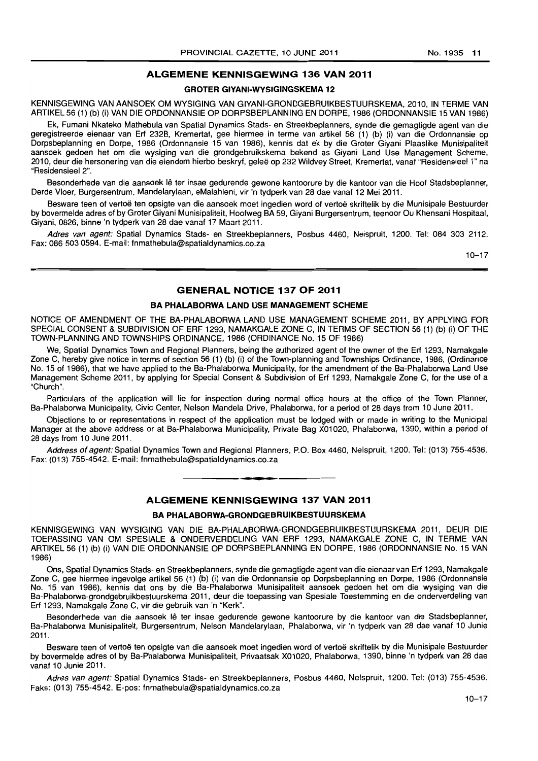## ALGEMENE KENNISGEWING 136 VAN 2011

### GROTER GIYANI-WYSIGINGSKEMA 12

KENNISGEWING VAN AANSOEK OM WYSIGING VAN GIYANI-GRONDGEBRUIKBESTUURSKEMA, 2010, IN TERME VAN ARTIKEL 56 (1) (b) (i) VAN DIE ORDONNANSIE OP DORPSBEPLANNING EN DORPE, 1986 (ORDONNANSIE 15 VAN 1986)

Ek, Fumani Nkateko Mathebula van Spatial Dynamics Stads- en Streekbeplanners, synde die gemagtigde agent van die geregistreerde eienaar van Erf 232B, Kremertat, gee hiermee in terme van artikel 56 (1) (b) (i) van die Ordonnansie op Dorpsbeplanning en Dorpe, 1986 (Ordonnansie 15 van 1986), kennis dat ek by die Groter Giyani Plaaslike Munisipaliteit aansoek gedoen het om die wysiging van die grondgebruikskema bekend as Giyani Land Use Management Scheme, 2010, deur die hersonering van die eiendom hierbo beskryf, geleë op 232 Wildvey Street, Kremertat, vanaf "Residensieel 1" na "Residensieel 2".

Besonderhede van die aansoek lê ter insae gedurende gewone kantoorure by die kantoor van die Hoof Stadsbeplanner, Derde Vloer, Burgersentrum, Mandelarylaan, eMalahleni, vir 'n tydperk van 28 dae vanaf 12 Mei 2011.

Besware teen of vertoë ten opsigte van die aansoek moet ingedien word of vertoë skriftelik by die Munisipale Bestuurder by bovermelde adres of by Groter Giyani Munisipaliteit, Hoofweg BA 59, Giyani Burgersentrum, teenoor Ou Khensani Hospitaal, Giyani, 0826, binne 'n tydperk van 28 dae vanaf 17 Maart 2011.

*Adres van agent:* Spatial Dynamics Stads- en Streekbeplanners, Posbus 4460, Neispruit, 1200. Tel: 084 303 2112. Fax: 086 503 0594. E-mail: fnmathebula@spatialdynamics.co.za

10–17

## GENERAL NOTICE 137 OF 2011

### BA PHALABORWA LAND USE MANAGEMENT SCHEME

NOTICE OF AMENDMENT OF THE BA-PHALABORWA LAND USE MANAGEMENT SCHEME 2011, BY APPLYING FOR SPECIAL CONSENT & SUBDIVISION OF ERF 1293, NAMAKGALE ZONE C, IN TERMS OF SECTION 56 (1) (b) (i) OF THE TOWN-PLANNING AND TOWNSHIPS ORDINANCE, 1986 (ORDINANCE No. 15 OF 1986)

We, Spatial Dynamics Town and Regional Planners, being the authorized agent of the owner of the Erf 1293, Namakgale Zone C, hereby give notice in terms of section 56 (1) (b) (i) of the Town-planning and Townships Ordinance, 1986, (Ordinance No. 15 of 1986), that we have applied to the Ba-Phalaborwa Municipality, for the amendment of the Ba-Phalaborwa Land Use Management Scheme 2011, by applying for Special Consent & Subdivision of Erf 1293, Namakgale Zone C, for the use of a "Church".

Particulars of the application will lie for inspection during normal office hours at the office of the Town Planner, Ba-Phalaborwa Municipality, Civic Center, Nelson Mandela Drive, Phalaborwa, for a period of 28 days from 10 June 2011.

Objections to or representations in respect of the application must be lodged with or made in writing to the Municipal Manager at the above address or at Ba-Phalaborwa Municipality, Private Bag X01020, Phalaborwa, 1390, within a period of 28 days from 10 June 2011.

*Address of agent:* Spatial Dynamics Town and Regional Planners, P.O. Box 4460, Nelspruit, 1200. Tel: (013) 755-4536. Fax: (013) 755-4542. E-mail: fnmathebula@spatialdynamics.co.za

## ALGEMENE KENNISGEWING 137 VAN 2011

### BA PHALABORWA-GRONDGEBRUIKBESTUURSKEMA

KENNISGEWING VAN WYSIGING VAN DIE BA-PHALABORWA-GRONDGEBRUIKBESTUURSKEMA 2011, DEUR DIE TOEPASSING VAN OM SPESIALE & ONDERVERDELING VAN ERF 1293, NAMAKGALE ZONE C, IN TERME VAN ARTIKEL 56 (1) (b) (i) VAN DIE ORDONNANSIE OP DORPSBEPLANNING EN DORPE, 1986 (ORDONNANSIE No. 15 VAN 1986)

Ons, Spatial Dynamics Stads- en Streekbeplanners, synde die gemagtigde agent van die eienaar van Erf 1293, Namakgale Zone C, gee hiermee ingevolge artikel 56 (1) (b) (i) van die Ordonnansie op Dorpsbeplanning en Dorpe, 1986 (Ordonnansie No. 15 van 1986), kennis dat ons by die Ba-Phalaborwa Munisipaliteit aansoek gedoen het om die wysiging van die Ba-Phalaborwa-grondgebruikbestuurskema 2011, deur die toepassing van Spesiale Toestemming en die onderverdeling van Erf 1293, Namakgale Zone C, vir die gebruik van 'n "Kerk".

Besonderhede van die aansoek lê ter insae gedurende gewone kantoorure by die kantoor van die Stadsbeplanner, Ba-Phalaborwa Munisipaliteit, Burgersentrum, Nelson Mandelarylaan, Phalaborwa, vir 'n tydperk van 28 dae vanaf 10 Junie 2011.

Besware teen of vertoë ten opsigte van die aansoek moet ingedien word of vertoë skriftelik by die Munisipale Bestuurder by bovermelde adres of by Ba-Phalaborwa Munisipaliteit, Privaatsak X01020, Phalaborwa, 1390, binne 'n tydperk van 28 dae vanaf 10 Junie 2011.

*Adres van agent:* Spatial Dynamics Stads- en Streekbeplanners, Posbus 4460, Nelspruit, 1200. Tel: (013) 755-4536. Faks: (013) 755-4542. E-pos: fnmathebula@spatialdynamics.co.za

10–17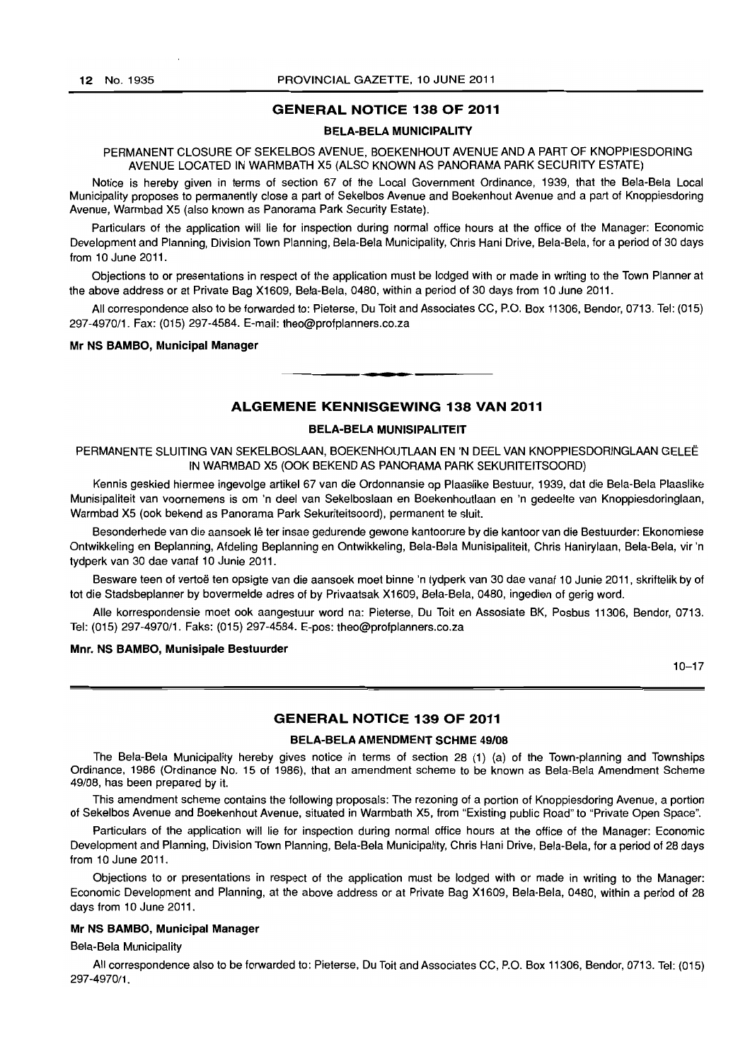## GENERAL NOTICE 138 OF 2011

### BELA-BELA MUNICIPALITY

PERMANENT CLOSURE OF SEKELBOS AVENUE, BOEKENHOUT AVENUE AND A PART OF KNOPPIESDORING AVENUE LOCATED IN WARMBATH X5 (ALSO KNOWN AS PANORAMA PARK SECURITY ESTATE)

Notice is hereby given in terms of section 67 of the Local Government Ordinance, 1939, that the Bela-Bela Local Municipality proposes to permanently close a part of Sekelbos Avenue and Boekenhout Avenue and a part of Knoppiesdoring Avenue, Warmbad X5 (also known as Panorama Park Security Estate).

Particulars of the application will lie for inspection during normal office hours at the office of the Manager: Economic Development and Planning, Division Town Planning, Bela-Bela Municipality, Chris Hani Drive, Bela-Bela, for a period of 30 days from 10 June 2011.

Objections to or presentations in respect of the application must be lodged with or made in writing to the Town Planner at the above address or at Private Bag X1609, Bela-Bela, 0480, within a period of 30 days from 10 June 2011.

All correspondence also to be forwarded to: Pieterse, Du Toit and Associates CC, P.O. Box 11306, Bendor, 0713. Tel: (015) 297-4970/1. Fax: (015) 297-4584. E-mail: theo@profplanners.co.za

**Mr NS BAMBO, Municipal Manager**

---

## ALGEMENE KENNISGEWING 138 VAN 2011

### BELA-BELA MUNISIPALITEIT

PERMANENTE SLUITING VAN SEKELBOSLAAN, BOEKENHOUTLAAN EN 'N DEEL VAN KNOPPIESDORINGLAAN GELEË IN WARMBAD X5 (OOK BEKEND AS PANORAMA PARK SEKURITEITSOORD)

Kennis geskied hiermee ingevolge artikel 67 van die Ordonnansie op Plaaslike Bestuur, 1939, dat die Bela-Bela Plaaslike Munisipaliteit van voornemens is om 'n deel van Sekelboslaan en Boekenhoutlaan en 'n gedeelte van Knoppiesdoringlaan, Warmbad X5 (ook bekend as Panorama Park Sekuriteitsoord), permanent te sluit.

Besonderhede van die aansoek lê ter insae gedurende gewone kantoorure by die kantoor van die Bestuurder: Ekonomiese Ontwikkeling en Beplanning, Afdeling Beplanning en Ontwikkeling, Bela-Bela Munisipaliteit, Chris Hanirylaan, Bela-Bela, vir 'n tydperk van 30 dae vanaf 10 Junie 2011.

Besware teen of vertoë ten opsigte van die aansoek moet binne 'n tydperk van 30 dae vanaf 10 Junie 2011, skriftelik by of tot die Stadsbeplanner by bovermelde adres of by Privaatsak X1609, Bela-Bela, 0480, ingedien of gerig word.

Alle korrespondensie moet ook aangestuur word na: Pieterse, Du Toit en Assosiate BK, Posbus 11306, Bendor, 0713. Tel: (015) 297-4970/1. Faks: (015) 297-4584. E-pos: theo@profplanners.co.za

**Mnr. NS BAMBO, Munisipale Bestuurder**

10–17

---

## GENERAL NOTICE 139 OF 2011

### BELA-BELA AMENDMENT SCHME 49/08

The Bela-Bela Municipality hereby gives notice in terms of section 28 (1) (a) of the Town-planning and Townships Ordinance, 1986 (Ordinance No. 15 of 1986), that an amendment scheme to be known as Bela-Bela Amendment Scheme 49/08, has been prepared by it.

This amendment scheme contains the following proposals: The rezoning of a portion of Knoppiesdoring Avenue, a portion of Sekelbos Avenue and Boekenhout Avenue, situated in Warmbath X5, from "Existing public Road" to "Private Open Space".

Particulars of the application will lie for inspection during normal office hours at the office of the Manager: Economic Development and Planning, Division Town Planning, Bela-Bela Municipality, Chris Hani Drive, Bela-Bela, for a period of 28 days from 10 June 2011.

Objections to or presentations in respect of the application must be lodged with or made in writing to the Manager: Economic Development and Planning, at the above address or at Private Bag X1609, Bela-Bela, 0480, within a period of 28 days from 10 June 2011.

**Mr NS BAMBO, Municipal Manager**

Bela-Bela Municipality

All correspondence also to be forwarded to: Pieterse, Du Toit and Associates CC, P.O. Box 11306, Bendor, 0713. Tel: (015) 297-4970/1.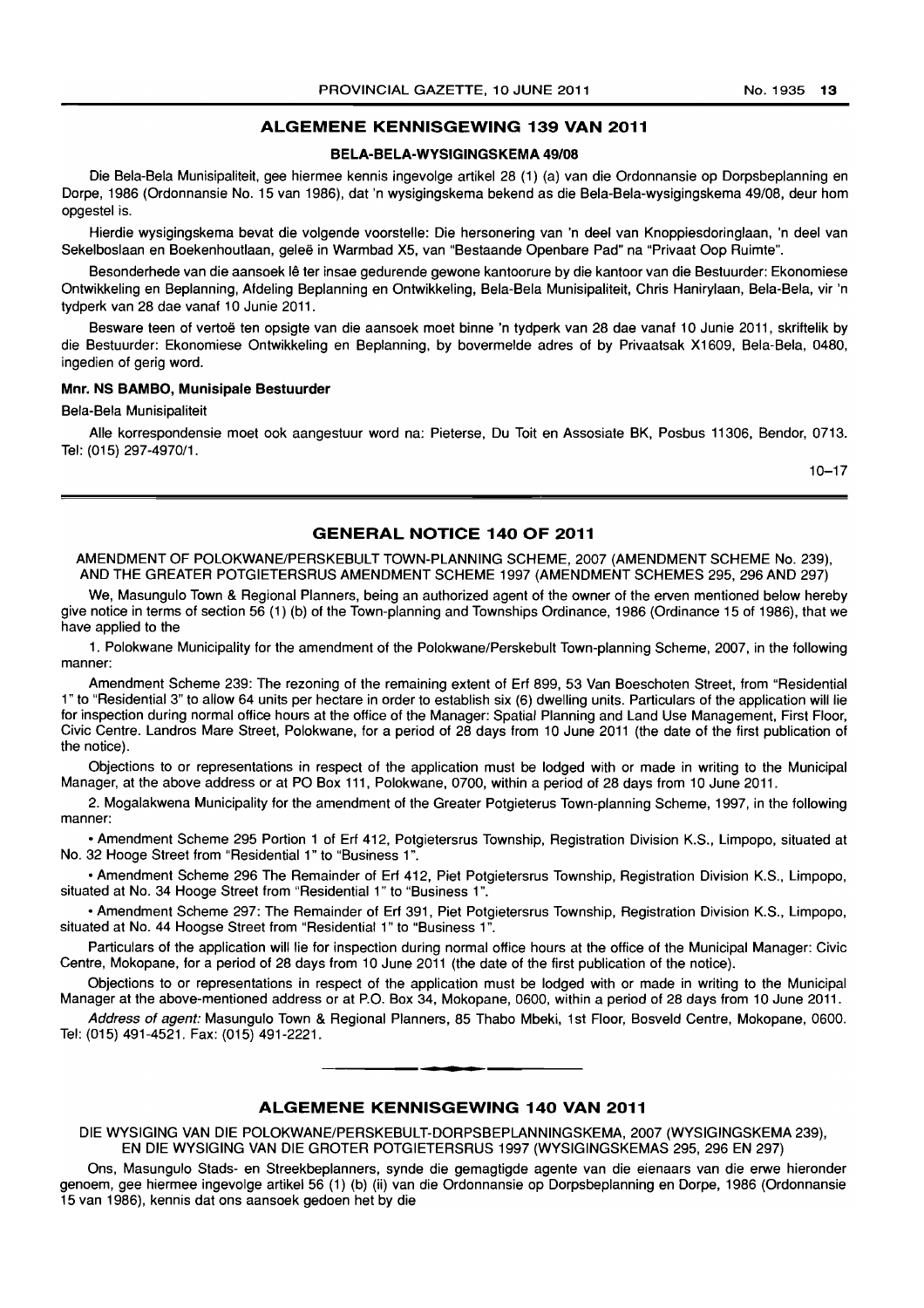## ALGEMENE KENNISGEWING 139 VAN 2011

### BELA-BELA-WYSIGINGSKEMA 49/08

Die Bela-Bela Munisipaliteit, gee hiermee kennis ingevolge artikel 28 (1) (a) van die Ordonnansie op Dorpsbeplanning en Dorpe, 1986 (Ordonnansie No. 15 van 1986), dat 'n wysigingskema bekend as die Bela-Bela-wysigingskema 49/08, deur hom opgestel is.

Hierdie wysigingskema bevat die volgende voorstelle: Die hersonering van 'n deel van Knoppiesdoringlaan, 'n deel van Sekelboslaan en Boekenhoutlaan, geleë in Warmbad X5, van "Bestaande Openbare Pad" na "Privaat Oop Ruimte".

Besonderhede van die aansoek lê ter insae gedurende gewone kantoorure by die kantoor van die Bestuurder: Ekonomiese Ontwikkeling en Beplanning, Afdeling Beplanning en Ontwikkeling, Bela-Bela Munisipaliteit, Chris Hanirylaan, Bela-Bela, vir 'n tydperk van 28 dae vanaf 10 Junie 2011.

Besware teen of vertoë ten opsigte van die aansoek moet binne 'n tydperk van 28 dae vanaf 10 Junie 2011, skriftelik by die Bestuurder: Ekonomiese Ontwikkeling en Beplanning, by bovermelde adres of by Privaatsak X1609, Bela-Bela, 0480, ingedien of gerig word.

**Mnr. NS BAMBO, Munisipale Bestuurder**

Bela-Bela Munisipaliteit

Alle korrespondensie moet ook aangestuur word na: Pieterse, Du Toit en Assosiate BK, Posbus 11306, Bendor, 0713. Tel: (015) 297-4970/1.

10–17

---

## GENERAL NOTICE 140 OF 2011

AMENDMENT OF POLOKWANE/PERSKEBULT TOWN-PLANNING SCHEME, 2007 (AMENDMENT SCHEME No. 239), AND THE GREATER POTGIETERSRUS AMENDMENT SCHEME 1997 (AMENDMENT SCHEMES 295, 296 AND 297)

We, Masungulo Town & Regional Planners, being an authorized agent of the owner of the erven mentioned below hereby give notice in terms of section 56 (1) (b) of the Town-planning and Townships Ordinance, 1986 (Ordinance 15 of 1986), that we have applied to the

1. Polokwane Municipality for the amendment of the Polokwane/Perskebult Town-planning Scheme, 2007, in the following manner:

Amendment Scheme 239: The rezoning of the remaining extent of Erf 899, 53 Van Boeschoten Street, from "Residential 1" to "Residential 3" to allow 64 units per hectare in order to establish six (6) dwelling units. Particulars of the application will lie for inspection during normal office hours at the office of the Manager: Spatial Planning and Land Use Management, First Floor, Civic Centre. Landros Mare Street, Polokwane, for a period of 28 days from 10 June 2011 (the date of the first publication of the notice).

Objections to or representations in respect of the application must be lodged with or made in writing to the Municipal Manager, at the above address or at PO Box 111, Polokwane, 0700, within a period of 28 days from 10 June 2011.

2. Mogalakwena Municipality for the amendment of the Greater Potgieterus Town-planning Scheme, 1997, in the following manner:

- Amendment Scheme 295 Portion 1 of Erf 412, Potgietersrus Township, Registration Division K.S., Limpopo, situated at No. 32 Hooge Street from "Residential 1" to "Business 1".
- Amendment Scheme 296 The Remainder of Erf 412, Piet Potgietersrus Township, Registration Division K.S., Limpopo, situated at No. 34 Hooge Street from "Residential 1" to "Business 1".
- Amendment Scheme 297: The Remainder of Erf 391, Piet Potgietersrus Township, Registration Division K.S., Limpopo, situated at No. 44 Hoogse Street from "Residential 1" to "Business 1".

Particulars of the application will lie for inspection during normal office hours at the office of the Municipal Manager: Civic Centre, Mokopane, for a period of 28 days from 10 June 2011 (the date of the first publication of the notice).

Objections to or representations in respect of the application must be lodged with or made in writing to the Municipal Manager at the above-mentioned address or at P.O. Box 34, Mokopane, 0600, within a period of 28 days from 10 June 2011.

*Address of agent:* Masungulo Town & Regional Planners, 85 Thabo Mbeki, 1st Floor, Bosveld Centre, Mokopane, 0600. Tel: (015) 491-4521. Fax: (015) 491-2221.

---

## ALGEMENE KENNISGEWING 140 VAN 2011

DIE WYSIGING VAN DIE POLOKWANE/PERSKEBULT-DORPSBEPLANNINGSKEMA, 2007 (WYSIGINGSKEMA 239), EN DIE WYSIGING VAN DIE GROTER POTGIETERSRUS 1997 (WYSIGINGSKEMAS 295, 296 EN 297)

Ons, Masungulo Stads- en Streekbeplanners, synde die gemagtigde agente van die eienaars van die erwe hieronder genoem, gee hiermee ingevolge artikel 56 (1) (b) (ii) van die Ordonnansie op Dorpsbeplanning en Dorpe, 1986 (Ordonnansie 15 van 1986), kennis dat ons aansoek gedoen het by die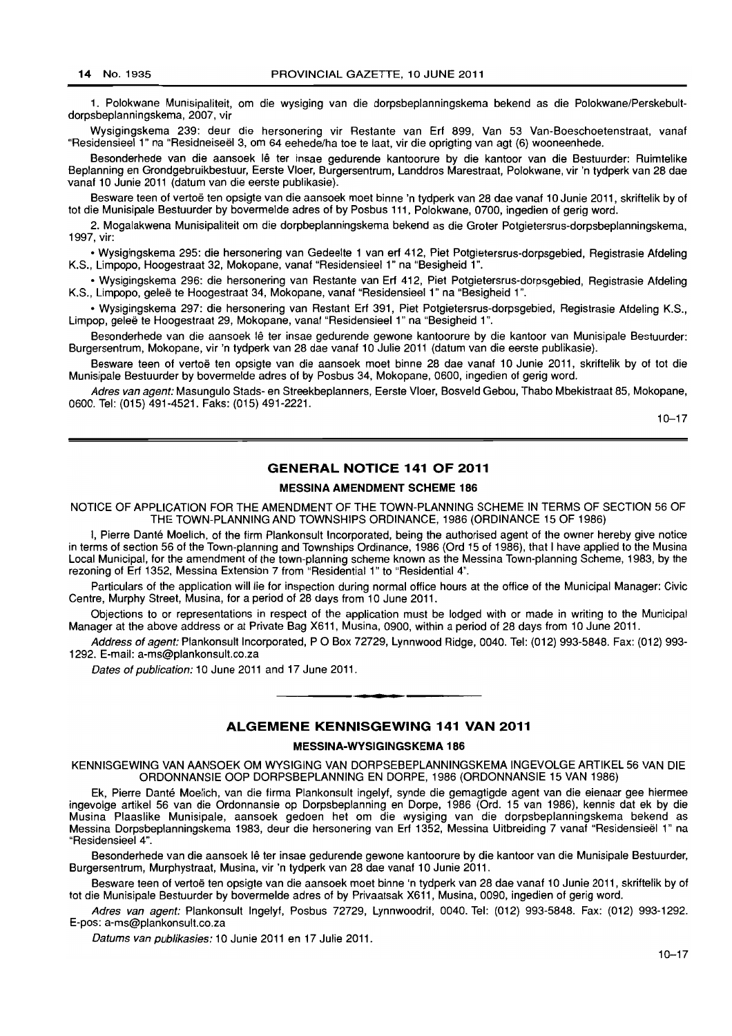1. Polokwane Munisipaliteit, om die wysiging van die dorpsbeplanningskema bekend as die Polokwane/Perskebult-dorpsbeplanningskema, 2007, vir

Wysigingskema 239: deur die hersonering vir Restante van Erf 899, Van 53 Van-Boeschoetenstraat, vanaf "Residensieel 1" na "Residneiseël 3, om 64 eehede/ha toe te laat, vir die oprigting van agt (6) wooneenhede.

Besonderhede van die aansoek lê ter insae gedurende kantoorure by die kantoor van die Bestuurder: Ruimtelike Beplanning en Grondgebruikbestuur, Eerste Vloer, Burgersentrum, Landdros Marestraat, Polokwane, vir 'n tydperk van 28 dae vanaf 10 Junie 2011 (datum van die eerste publikasie).

Besware teen of vertoë ten opsigte van die aansoek moet binne 'n tydperk van 28 dae vanaf 10 Junie 2011, skriftelik by of tot die Munisipale Bestuurder by bovermelde adres of by Posbus 111, Polokwane, 0700, ingedien of gerig word.

2. Mogalakwena Munisipaliteit om die dorpbeplanningskema bekend as die Groter Potgietersrus-dorpsbeplanningskema, 1997, vir:

- Wysigingskema 295: die hersonering van Gedeelte 1 van erf 412, Piet Potgietersrus-dorpsgebied, Registrasie Afdeling K.S., Limpopo, Hoogestraat 32, Mokopane, vanaf "Residensieel 1" na "Besigheid 1".
- Wysigingskema 296: die hersonering van Restante van Erf 412, Piet Potgietersrus-dorpsgebied, Registrasie Afdeling K.S., Limpopo, geleë te Hoogestraat 34, Mokopane, vanaf "Residensieel 1" na "Besigheid 1".
- Wysigingskema 297: die hersonering van Restant Erf 391, Piet Potgietersrus-dorpsgebied, Registrasie Afdeling K.S., Limpop, geleë te Hoogestraat 29, Mokopane, vanaf "Residensieel 1" na "Besigheid 1".

Besonderhede van die aansoek lê ter insae gedurende gewone kantoorure by die kantoor van Munisipale Bestuurder: Burgersentrum, Mokopane, vir 'n tydperk van 28 dae vanaf 10 Julie 2011 (datum van die eerste publikasie).

Besware teen of vertoë ten opsigte van die aansoek moet binne 28 dae vanaf 10 Junie 2011, skriftelik by of tot die Munisipale Bestuurder by bovermelde adres of by Posbus 34, Mokopane, 0600, ingedien of gerig word.

*Adres van agent:* Masungulo Stads- en Streekbeplanners, Eerste Vloer, Bosveld Gebou, Thabo Mbekistraat 85, Mokopane, 0600. Tel: (015) 491-4521. Faks: (015) 491-2221.

10–17

## GENERAL NOTICE 141 OF 2011

### MESSINA AMENDMENT SCHEME 186

NOTICE OF APPLICATION FOR THE AMENDMENT OF THE TOWN-PLANNING SCHEME IN TERMS OF SECTION 56 OF THE TOWN-PLANNING AND TOWNSHIPS ORDINANCE, 1986 (ORDINANCE 15 OF 1986)

I, Pierre Danté Moelich, of the firm Plankonsult Incorporated, being the authorised agent of the owner hereby give notice in terms of section 56 of the Town-planning and Townships Ordinance, 1986 (Ord 15 of 1986), that I have applied to the Musina Local Municipal, for the amendment of the town-planning scheme known as the Messina Town-planning Scheme, 1983, by the rezoning of Erf 1352, Messina Extension 7 from "Residential 1" to "Residential 4".

Particulars of the application will lie for inspection during normal office hours at the office of the Municipal Manager: Civic Centre, Murphy Street, Musina, for a period of 28 days from 10 June 2011.

Objections to or representations in respect of the application must be lodged with or made in writing to the Municipal Manager at the above address or at Private Bag X611, Musina, 0900, within a period of 28 days from 10 June 2011.

*Address of agent:* Plankonsult Incorporated, P O Box 72729, Lynnwood Ridge, 0040. Tel: (012) 993-5848. Fax: (012) 993-1292. E-mail: a-ms@plankonsult.co.za

*Dates of publication:* 10 June 2011 and 17 June 2011.

## ALGEMENE KENNISGEWING 141 VAN 2011

### MESSINA-WYSIGINGSKEMA 186

KENNISGEWING VAN AANSOEK OM WYSIGING VAN DORPSEBEPLANNINGSKEMA INGEVOLGE ARTIKEL 56 VAN DIE ORDONNANSIE OOP DORPSBEPLANNING EN DORPE, 1986 (ORDONNANSIE 15 VAN 1986)

Ek, Pierre Danté Moelich, van die firma Plankonsult Ingelyf, synde die gemagtigde agent van die eienaar gee hiermee ingevolge artikel 56 van die Ordonnansie op Dorpsbeplanning en Dorpe, 1986 (Ord. 15 van 1986), kennis dat ek by die Musina Plaaslike Munisipale, aansoek gedoen het om die wysiging van die dorpsbeplanningskema bekend as Messina Dorpsbeplanningskema 1983, deur die hersonering van Erf 1352, Messina Uitbreiding 7 vanaf "Residensieël 1" na "Residensieel 4".

Besonderhede van die aansoek lê ter insae gedurende gewone kantoorure by die kantoor van die Munisipale Bestuurder, Burgersentrum, Murphystraat, Musina, vir 'n tydperk van 28 dae vanaf 10 Junie 2011.

Besware teen of vertoë ten opsigte van die aansoek moet binne 'n tydperk van 28 dae vanaf 10 Junie 2011, skriftelik by of tot die Munisipale Bestuurder by bovermelde adres of by Privaatsak X611, Musina, 0090, ingedien of gerig word.

*Adres van agent:* Plankonsult Ingelyf, Posbus 72729, Lynnwoodrif, 0040. Tel: (012) 993-5848. Fax: (012) 993-1292. E-pos: a-ms@plankonsult.co.za

*Datums van publikasies:* 10 Junie 2011 en 17 Julie 2011.

10–17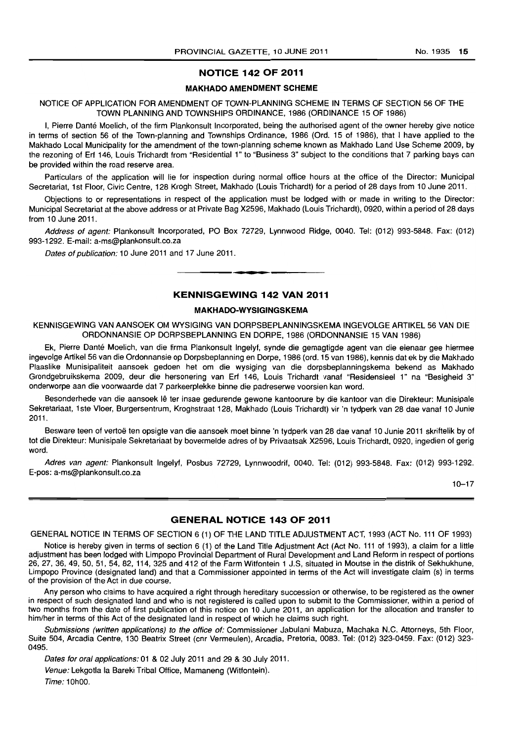## NOTICE 142 OF 2011

### MAKHADO AMENDMENT SCHEME

NOTICE OF APPLICATION FOR AMENDMENT OF TOWN-PLANNING SCHEME IN TERMS OF SECTION 56 OF THE TOWN PLANNING AND TOWNSHIPS ORDINANCE, 1986 (ORDINANCE 15 OF 1986)

I, Pierre Danté Moelich, of the firm Plankonsult Incorporated, being the authorised agent of the owner hereby give notice in terms of section 56 of the Town-planning and Townships Ordinance, 1986 (Ord. 15 of 1986), that I have applied to the Makhado Local Municipality for the amendment of the town-planning scheme known as Makhado Land Use Scheme 2009, by the rezoning of Erf 146, Louis Trichardt from "Residential 1" to "Business 3" subject to the conditions that 7 parking bays can be provided within the road reserve area.

Particulars of the application will lie for inspection during normal office hours at the office of the Director: Municipal Secretariat, 1st Floor, Civic Centre, 128 Krogh Street, Makhado (Louis Trichardt) for a period of 28 days from 10 June 2011.

Objections to or representations in respect of the application must be lodged with or made in writing to the Director: Municipal Secretariat at the above address or at Private Bag X2596, Makhado (Louis Trichardt), 0920, within a period of 28 days from 10 June 2011.

*Address of agent:* Plankonsult Incorporated, PO Box 72729, Lynnwood Ridge, 0040. Tel: (012) 993-5848. Fax: (012) 993-1292. E-mail: a-ms@plankonsult.co.za

*Dates of publication:* 10 June 2011 and 17 June 2011.

---

## KENNISGEWING 142 VAN 2011

### MAKHADO-WYSIGINGSKEMA

KENNISGEWING VAN AANSOEK OM WYSIGING VAN DORPSBEPLANNINGSKEMA INGEVOLGE ARTIKEL 56 VAN DIE ORDONNANSIE OP DORPSBEPLANNING EN DORPE, 1986 (ORDONNANSIE 15 VAN 1986)

Ek, Pierre Danté Moelich, van die firma Plankonsult Ingelyf, synde die gemagtigde agent van die eienaar gee hiermee ingevolge Artikel 56 van die Ordonnansie op Dorpsbeplanning en Dorpe, 1986 (ord. 15 van 1986), kennis dat ek by die Makhado Plaaslike Munisipaliteit aansoek gedoen het om die wysiging van die dorpsbeplanningskema bekend as Makhado Grondgebruikskema 2009, deur die hersonering van Erf 146, Louis Trichardt vanaf "Residensieel 1" na "Besigheid 3" onderworpe aan die voorwaarde dat 7 parkeerplekke binne die padreserwe voorsien kan word.

Besonderhede van die aansoek lê ter insae gedurende gewone kantoorure by die kantoor van die Direkteur: Munisipale Sekretariaat, 1ste Vloer, Burgersentrum, Kroghstraat 128, Makhado (Louis Trichardt) vir 'n tydperk van 28 dae vanaf 10 Junie 2011.

Besware teen of vertoë ten opsigte van die aansoek moet binne 'n tydperk van 28 dae vanaf 10 Junie 2011 skriftelik by of tot die Direkteur: Munisipale Sekretariaat by bovermelde adres of by Privaatsak X2596, Louis Trichardt, 0920, ingedien of gerig word.

*Adres van agent:* Plankonsult Ingelyf, Posbus 72729, Lynnwoodrif, 0040. Tel: (012) 993-5848. Fax: (012) 993-1292. E-pos: a-ms@plankonsult.co.za

10–17

---

## GENERAL NOTICE 143 OF 2011

GENERAL NOTICE IN TERMS OF SECTION 6 (1) OF THE LAND TITLE ADJUSTMENT ACT, 1993 (ACT No. 111 OF 1993)

Notice is hereby given in terms of section 6 (1) of the Land Title Adjustment Act (Act No. 111 of 1993), a claim for a little adjustment has been lodged with Limpopo Provincial Department of Rural Development and Land Reform in respect of portions 26, 27, 36, 49, 50, 51, 54, 82, 114, 325 and 412 of the Farm Witfontein 1 J.S, situated in Moutse in the distrik of Sekhukhune, Limpopo Province (designated land) and that a Commissioner appointed in terms of the Act will investigate claim (s) in terms of the provision of the Act in due course.

Any person who claims to have acquired a right through hereditary succession or otherwise, to be registered as the owner in respect of such designated land and who is not registered is called upon to submit to the Commissioner, within a period of two months from the date of first publication of this notice on 10 June 2011, an application for the allocation and transfer to him/her in terms of this Act of the designated land in respect of which he claims such right.

*Submissions (written applications) to the office of:* Commissioner Jabulani Mabuza, Machaka N.C. Attorneys, 5th Floor, Suite 504, Arcadia Centre, 130 Beatrix Street (cnr Vermeulen), Arcadia, Pretoria, 0083. Tel: (012) 323-0459. Fax: (012) 323-0495.

*Dates for oral applications:* 01 & 02 July 2011 and 29 & 30 July 2011.

*Venue:* Lekgotla la Bareki Tribal Office, Mamaneng (Witfontein).

*Time:* 10h00.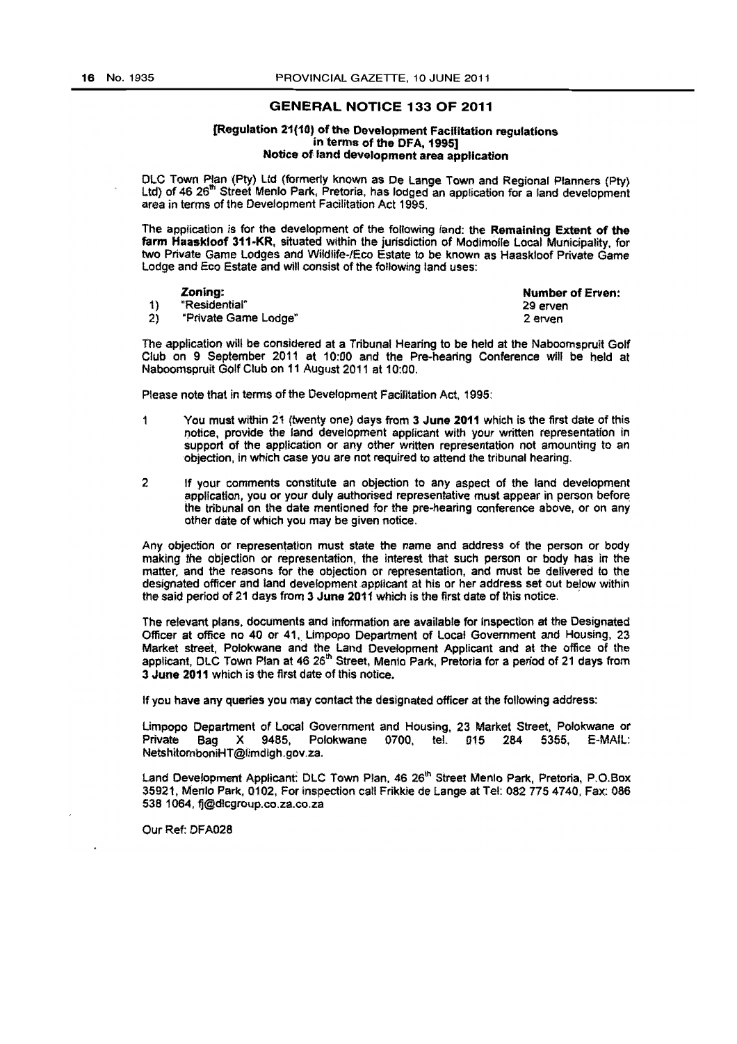## GENERAL NOTICE 133 OF 2011

**[Regulation 21(10) of the Development Facilitation regulations in terms of the DFA, 1995] Notice of land development area application**

DLC Town Plan (Pty) Ltd (formerly known as De Lange Town and Regional Planners (Pty) Ltd) of 46 26th Street Menlo Park, Pretoria, has lodged an application for a land development area in terms of the Development Facilitation Act 1995.

The application is for the development of the following land: the **Remaining Extent of the farm Haaskloof 311-KR**, situated within the jurisdiction of Modimolle Local Municipality, for two Private Game Lodges and Wildlife-/Eco Estate to be known as Haaskloof Private Game Lodge and Eco Estate and will consist of the following land uses:

| | **Zoning:** | **Number of Erven:** |
|---|---|---|
| 1) | "Residential" | 29 erven |
| 2) | "Private Game Lodge" | 2 erven |

The application will be considered at a Tribunal Hearing to be held at the Naboomspruit Golf Club on 9 September 2011 at 10:00 and the Pre-hearing Conference will be held at Naboomspruit Golf Club on 11 August 2011 at 10:00.

Please note that in terms of the Development Facilitation Act, 1995:

1. You must within 21 (twenty one) days from **3 June 2011** which is the first date of this notice, provide the land development applicant with your written representation in support of the application or any other written representation not amounting to an objection, in which case you are not required to attend the tribunal hearing.
2. If your comments constitute an objection to any aspect of the land development application, you or your duly authorised representative must appear in person before the tribunal on the date mentioned for the pre-hearing conference above, or on any other date of which you may be given notice.

Any objection or representation must state the name and address of the person or body making the objection or representation, the interest that such person or body has in the matter, and the reasons for the objection or representation, and must be delivered to the designated officer and land development applicant at his or her address set out below within the said period of 21 days from **3 June 2011** which is the first date of this notice.

The relevant plans, documents and information are available for inspection at the Designated Officer at office no 40 or 41, Limpopo Department of Local Government and Housing, 23 Market street, Polokwane and the Land Development Applicant and at the office of the applicant, DLC Town Plan at 46 26th Street, Menlo Park, Pretoria for a period of 21 days from **3 June 2011** which is the first date of this notice.

If you have any queries you may contact the designated officer at the following address:

Limpopo Department of Local Government and Housing, 23 Market Street, Polokwane or Private Bag X 9485, Polokwane 0700, tel. 015 284 5355, E-MAIL: NetshitomboniHT@limdlgh.gov.za.

Land Development Applicant: DLC Town Plan, 46 26th Street Menlo Park, Pretoria, P.O.Box 35921, Menlo Park, 0102, For inspection call Frikkie de Lange at Tel: 082 775 4740, Fax: 086 538 1064, fj@dlcgroup.co.za.co.za

Our Ref: DFA028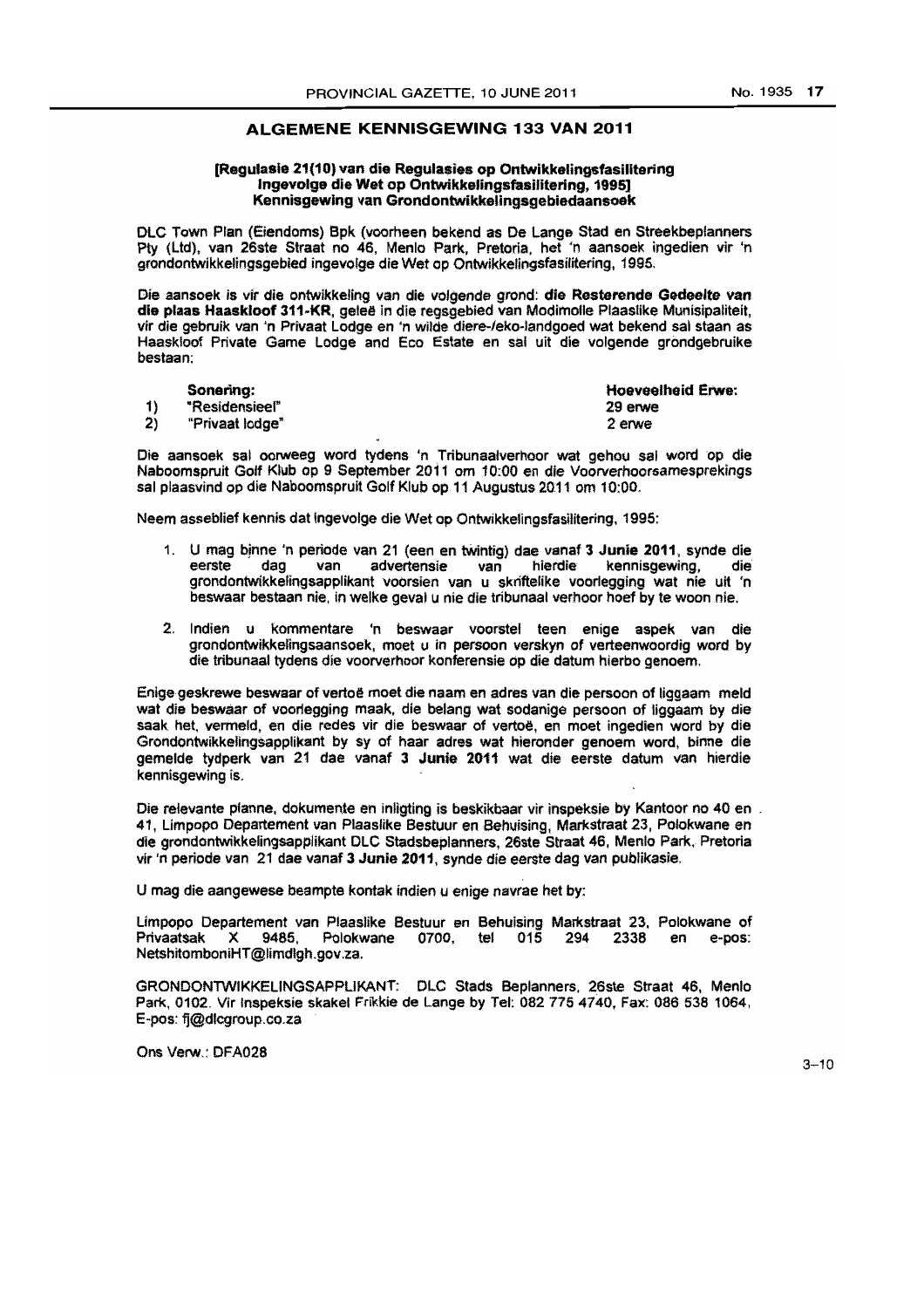## ALGEMENE KENNISGEWING 133 VAN 2011

**[Regulasie 21(10) van die Regulasies op Ontwikkelingsfasilitering Ingevolge die Wet op Ontwikkelingsfasilitering, 1995]**
**Kennisgewing van Grondontwikkelingsgebiedaansoek**

DLC Town Plan (Eiendoms) Bpk (voorheen bekend as De Lange Stad en Streekbeplanners Pty (Ltd), van 26ste Straat no 46, Menlo Park, Pretoria, het 'n aansoek ingedien vir 'n grondontwikkelingsgebied ingevolge die Wet op Ontwikkelingsfasilitering, 1995.

Die aansoek is vir die ontwikkeling van die volgende grond: **die Resterende Gedeelte van die plaas Haaskloof 311-KR**, geleë in die regsgebied van Modimolle Plaaslike Munisipaliteit, vir die gebruik van 'n Privaat Lodge en 'n wilde diere-/eko-landgoed wat bekend sal staan as Haaskloof Private Game Lodge and Eco Estate en sal uit die volgende grondgebruike bestaan:

| | Sonering: | Hoeveelheid Erwe: |
|---|---|---|
| 1) | "Residensieel" | 29 erwe |
| 2) | "Privaat lodge" | 2 erwe |

Die aansoek sal oorweeg word tydens 'n Tribunaalverhoor wat gehou sal word op die Naboomspruit Golf Klub op 9 September 2011 om 10:00 en die Voorverhoorsamesprekings sal plaasvind op die Naboomspruit Golf Klub op 11 Augustus 2011 om 10:00.

Neem asseblief kennis dat ingevolge die Wet op Ontwikkelingsfasilitering, 1995:

1. U mag binne 'n periode van 21 (een en twintig) dae vanaf **3 Junie 2011**, synde die eerste dag van advertensie van hierdie kennisgewing, die grondontwikkelingsapplikant voorsien van u skriftelike voorlegging wat nie uit 'n beswaar bestaan nie, in welke geval u nie die tribunaal verhoor hoef by te woon nie.
2. Indien u kommentare 'n beswaar voorstel teen enige aspek van die grondontwikkelingsaansoek, moet u in persoon verskyn of verteenwoordig word by die tribunaal tydens die voorverhoor konferensie op die datum hierbo genoem.

Enige geskrewe beswaar of vertoë moet die naam en adres van die persoon of liggaam meld wat die beswaar of voorlegging maak, die belang wat sodanige persoon of liggaam by die saak het, vermeld, en die redes vir die beswaar of vertoë, en moet ingedien word by die Grondontwikkelingsapplikant by sy of haar adres wat hieronder genoem word, binne die gemelde tydperk van 21 dae vanaf **3 Junie 2011** wat die eerste datum van hierdie kennisgewing is.

Die relevante planne, dokumente en inligting is beskikbaar vir inspeksie by Kantoor no 40 en 41, Limpopo Departement van Plaaslike Bestuur en Behuising, Markstraat 23, Polokwane en die grondontwikkelingsapplikant DLC Stadsbeplanners, 26ste Straat 46, Menlo Park, Pretoria vir 'n periode van 21 dae vanaf **3 Junie 2011**, synde die eerste dag van publikasie.

U mag die aangewese beampte kontak indien u enige navrae het by:

Limpopo Departement van Plaaslike Bestuur en Behuising Markstraat 23, Polokwane of Privaatsak X 9485, Polokwane 0700, tel 015 294 2338 en e-pos: NetshitomboniHT@limdlgh.gov.za.

GRONDONTWIKKELINGSAPPLIKANT: DLC Stads Beplanners, 26ste Straat 46, Menlo Park, 0102. Vir Inspeksie skakel Frikkie de Lange by Tel: 082 775 4740, Fax: 086 538 1064, E-pos: fj@dlcgroup.co.za

Ons Verw.: DFA028

3–10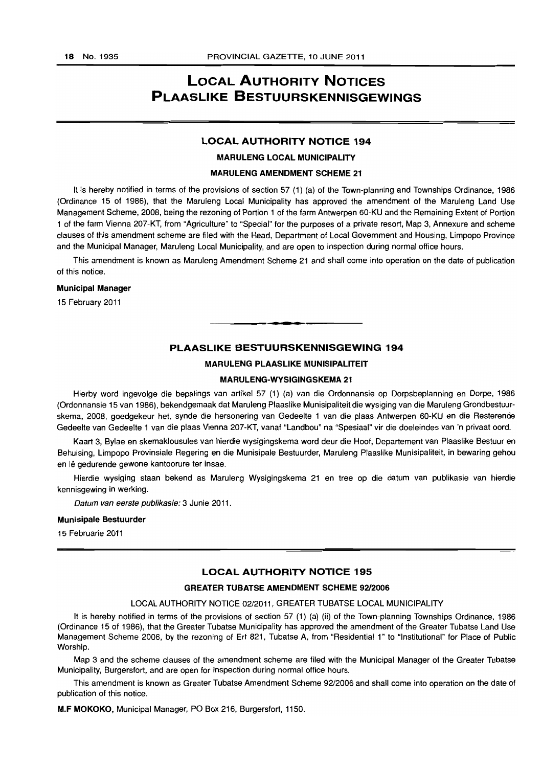# LOCAL AUTHORITY NOTICES
# PLAASLIKE BESTUURSKENNISGEWINGS

## LOCAL AUTHORITY NOTICE 194

### MARULENG LOCAL MUNICIPALITY

### MARULENG AMENDMENT SCHEME 21

It is hereby notified in terms of the provisions of section 57 (1) (a) of the Town-planning and Townships Ordinance, 1986 (Ordinance 15 of 1986), that the Maruleng Local Municipality has approved the amendment of the Maruleng Land Use Management Scheme, 2008, being the rezoning of Portion 1 of the farm Antwerpen 60-KU and the Remaining Extent of Portion 1 of the farm Vienna 207-KT, from "Agriculture" to "Special" for the purposes of a private resort, Map 3, Annexure and scheme clauses of this amendment scheme are filed with the Head, Department of Local Government and Housing, Limpopo Province and the Municipal Manager, Maruleng Local Municipality, and are open to inspection during normal office hours.

This amendment is known as Maruleng Amendment Scheme 21 and shall come into operation on the date of publication of this notice.

**Municipal Manager**

15 February 2011

---

## PLAASLIKE BESTUURSKENNISGEWING 194

### MARULENG PLAASLIKE MUNISIPALITEIT

### MARULENG-WYSIGINGSKEMA 21

Hierby word ingevolge die bepalings van artikel 57 (1) (a) van die Ordonnansie op Dorpsbeplanning en Dorpe, 1986 (Ordonnansie 15 van 1986), bekendgemaak dat Maruleng Plaaslike Munisipaliteit die wysiging van die Maruleng Grondbestuurskema, 2008, goedgekeur het, synde die hersonering van Gedeelte 1 van die plaas Antwerpen 60-KU en die Resterende Gedeelte van Gedeelte 1 van die plaas Vienna 207-KT, vanaf "Landbou" na "Spesiaal" vir die doeleindes van 'n privaat oord.

Kaart 3, Bylae en skemaklousules van hierdie wysigingskema word deur die Hoof, Departement van Plaaslike Bestuur en Behuising, Limpopo Provinsiale Regering en die Munisipale Bestuurder, Maruleng Plaaslike Munisipaliteit, in bewaring gehou en lê gedurende gewone kantoorure ter insae.

Hierdie wysiging staan bekend as Maruleng Wysigingskema 21 en tree op die datum van publikasie van hierdie kennisgewing in werking.

*Datum van eerste publikasie:* 3 Junie 2011.

**Munisipale Bestuurder**

15 Februarie 2011

---

## LOCAL AUTHORITY NOTICE 195

### GREATER TUBATSE AMENDMENT SCHEME 92/2006

LOCAL AUTHORITY NOTICE 02/2011, GREATER TUBATSE LOCAL MUNICIPALITY

It is hereby notified in terms of the provisions of section 57 (1) (a) (ii) of the Town-planning Townships Ordinance, 1986 (Ordinance 15 of 1986), that the Greater Tubatse Municipality has approved the amendment of the Greater Tubatse Land Use Management Scheme 2006, by the rezoning of Erf 821, Tubatse A, from "Residential 1" to "Institutional" for Place of Public Worship.

Map 3 and the scheme clauses of the amendment scheme are filed with the Municipal Manager of the Greater Tubatse Municipality, Burgersfort, and are open for inspection during normal office hours.

This amendment is known as Greater Tubatse Amendment Scheme 92/2006 and shall come into operation on the date of publication of this notice.

**M.F MOKOKO,** Municipal Manager, PO Box 216, Burgersfort, 1150.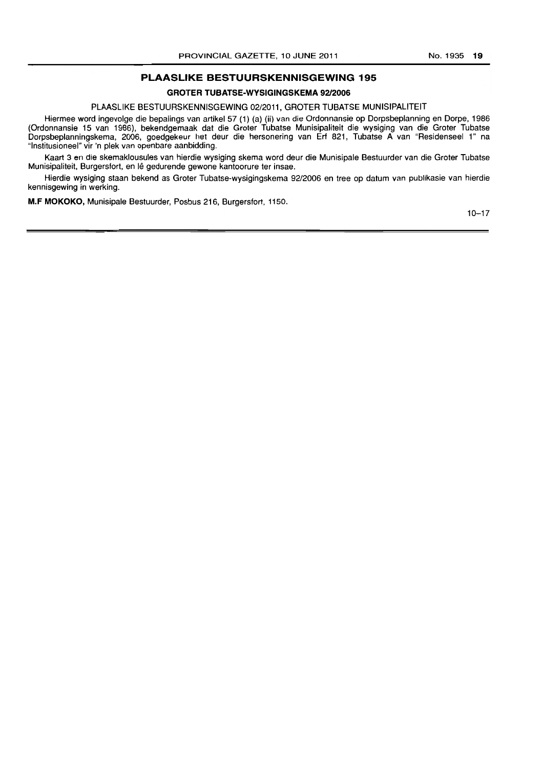## PLAASLIKE BESTUURSKENNISGEWING 195

### GROTER TUBATSE-WYSIGINGSKEMA 92/2006

PLAASLIKE BESTUURSKENNISGEWING 02/2011, GROTER TUBATSE MUNISIPALITEIT

Hiermee word ingevolge die bepalings van artikel 57 (1) (a) (ii) van die Ordonnansie op Dorpsbeplanning en Dorpe, 1986 (Ordonnansie 15 van 1986), bekendgemaak dat die Groter Tubatse Munisipaliteit die wysiging van die Groter Tubatse Dorpsbeplanningskema, 2006, goedgekeur het deur die hersonering van Erf 821, Tubatse A van "Residenseel 1" na "Institusioneel" vir 'n plek van openbare aanbidding.

Kaart 3 en die skemaklousules van hierdie wysiging skema word deur die Munisipale Bestuurder van die Groter Tubatse Munisipaliteit, Burgersfort, en lê gedurende gewone kantoorure ter insae.

Hierdie wysiging staan bekend as Groter Tubatse-wysigingskema 92/2006 en tree op datum van publikasie van hierdie kennisgewing in werking.

**M.F MOKOKO,** Munisipale Bestuurder, Posbus 216, Burgersfort, 1150.

10–17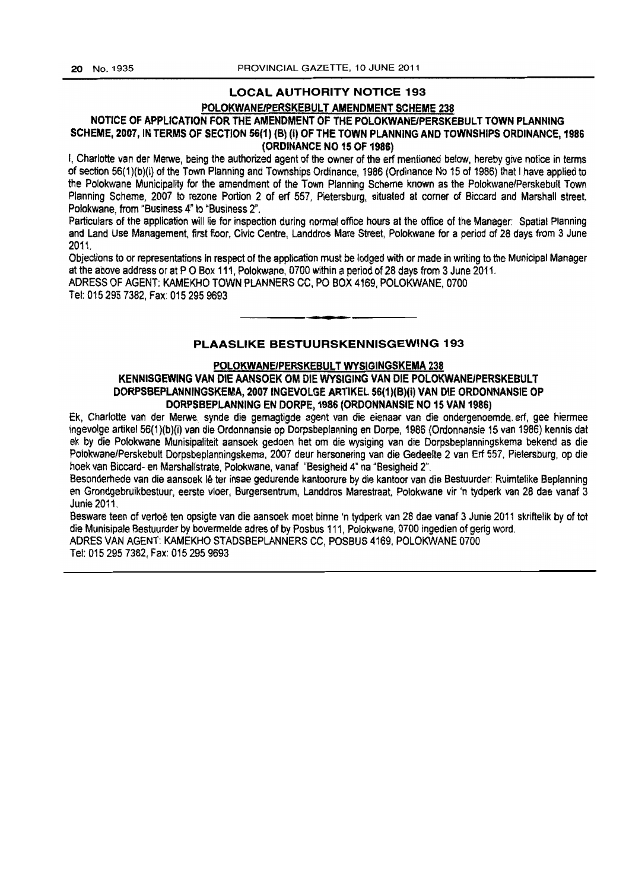## LOCAL AUTHORITY NOTICE 193

### POLOKWANE/PERSKEBULT AMENDMENT SCHEME 238

### NOTICE OF APPLICATION FOR THE AMENDMENT OF THE POLOKWANE/PERSKEBULT TOWN PLANNING SCHEME, 2007, IN TERMS OF SECTION 56(1) (B) (i) OF THE TOWN PLANNING AND TOWNSHIPS ORDINANCE, 1986 (ORDINANCE NO 15 OF 1986)

I, Charlotte van der Merwe, being the authorized agent of the owner of the erf mentioned below, hereby give notice in terms of section 56(1)(b)(i) of the Town Planning and Townships Ordinance, 1986 (Ordinance No 15 of 1986) that I have applied to the Polokwane Municipality for the amendment of the Town Planning Scheme known as the Polokwane/Perskebult Town Planning Scheme, 2007 to rezone Portion 2 of erf 557, Pietersburg, situated at corner of Biccard and Marshall street, Polokwane, from "Business 4" to "Business 2".

Particulars of the application will lie for inspection during normal office hours at the office of the Manager: Spatial Planning and Land Use Management, first floor, Civic Centre, Landdros Mare Street, Polokwane for a period of 28 days from 3 June 2011.

Objections to or representations in respect of the application must be lodged with or made in writing to the Municipal Manager at the above address or at P O Box 111, Polokwane, 0700 within a period of 28 days from 3 June 2011.

ADRESS OF AGENT: KAMEKHO TOWN PLANNERS CC, PO BOX 4169, POLOKWANE, 0700
Tel: 015 295 7382, Fax: 015 295 9693

---

## PLAASLIKE BESTUURSKENNISGEWING 193

### POLOKWANE/PERSKEBULT WYSIGINGSKEMA 238

### KENNISGEWING VAN DIE AANSOEK OM DIE WYSIGING VAN DIE POLOKWANE/PERSKEBULT DORPSBEPLANNINGSKEMA, 2007 INGEVOLGE ARTIKEL 56(1)(B)(I) VAN DIE ORDONNANSIE OP DORPSBEPLANNING EN DORPE, 1986 (ORDONNANSIE NO 15 VAN 1986)

Ek, Charlotte van der Merwe, synde die gemagtigde agent van die eienaar van die ondergenoemde erf, gee hiermee ingevolge artikel 56(1)(b)(i) van die Ordonnansie op Dorpsbeplanning en Dorpe, 1986 (Ordonnansie 15 van 1986) kennis dat ek by die Polokwane Munisipaliteit aansoek gedoen het om die wysiging van die Dorpsbeplanningskema bekend as die Polokwane/Perskebult Dorpsbeplanningskema, 2007 deur hersonering van die Gedeelte 2 van Erf 557, Pietersburg, op die hoek van Biccard- en Marshallstrate, Polokwane, vanaf "Besigheid 4" na "Besigheid 2".

Besonderhede van die aansoek lê ter insae gedurende kantoorure by die kantoor van die Bestuurder: Ruimtelike Beplanning en Grondgebruikbestuur, eerste vloer, Burgersentrum, Landdros Marestraat, Polokwane vir 'n tydperk van 28 dae vanaf 3 Junie 2011.

Besware teen of vertoë ten opsigte van die aansoek moet binne 'n tydperk van 28 dae vanaf 3 Junie 2011 skriftelik by of tot die Munisipale Bestuurder by bovermelde adres of by Posbus 111, Polokwane, 0700 ingedien of gerig word.

ADRES VAN AGENT: KAMEKHO STADSBEPLANNERS CC, POSBUS 4169, POLOKWANE 0700
Tel: 015 295 7382, Fax: 015 295 9693